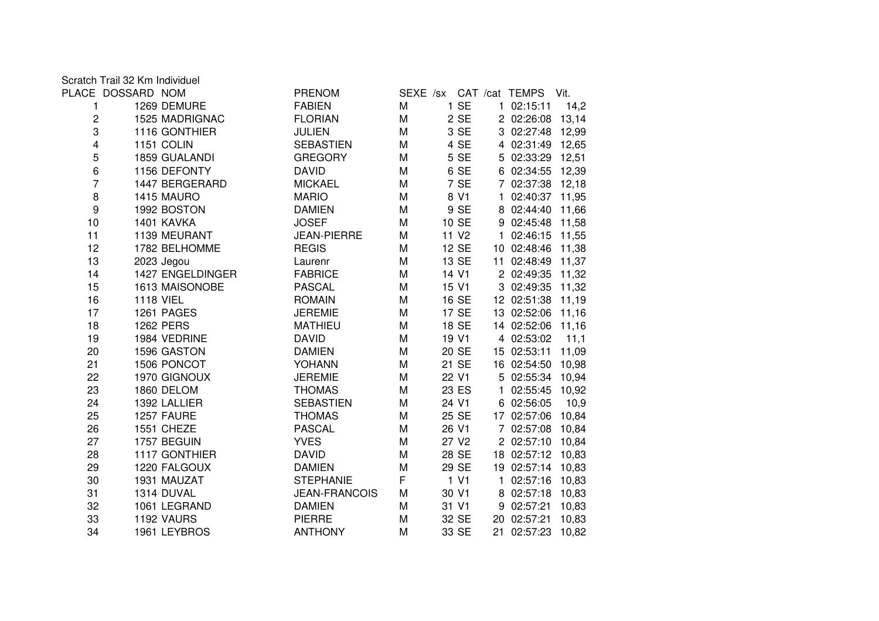Scratch Trail 32 Km Individuel

| PLACE | DOSSARD | NOM | PRENOM | SEXE | /sx | CAT | /cat | TEMPS | Vit. |
|---|---|---|---|---|---|---|---|---|---|
| 1 | 1269 | DEMURE | FABIEN | M | 1 | SE | 1 | 02:15:11 | 14,2 |
| 2 | 1525 | MADRIGNAC | FLORIAN | M | 2 | SE | 2 | 02:26:08 | 13,14 |
| 3 | 1116 | GONTHIER | JULIEN | M | 3 | SE | 3 | 02:27:48 | 12,99 |
| 4 | 1151 | COLIN | SEBASTIEN | M | 4 | SE | 4 | 02:31:49 | 12,65 |
| 5 | 1859 | GUALANDI | GREGORY | M | 5 | SE | 5 | 02:33:29 | 12,51 |
| 6 | 1156 | DEFONTY | DAVID | M | 6 | SE | 6 | 02:34:55 | 12,39 |
| 7 | 1447 | BERGERARD | MICKAEL | M | 7 | SE | 7 | 02:37:38 | 12,18 |
| 8 | 1415 | MAURO | MARIO | M | 8 | V1 | 1 | 02:40:37 | 11,95 |
| 9 | 1992 | BOSTON | DAMIEN | M | 9 | SE | 8 | 02:44:40 | 11,66 |
| 10 | 1401 | KAVKA | JOSEF | M | 10 | SE | 9 | 02:45:48 | 11,58 |
| 11 | 1139 | MEURANT | JEAN-PIERRE | M | 11 | V2 | 1 | 02:46:15 | 11,55 |
| 12 | 1782 | BELHOMME | REGIS | M | 12 | SE | 10 | 02:48:46 | 11,38 |
| 13 | 2023 | Jegou | Laurenr | M | 13 | SE | 11 | 02:48:49 | 11,37 |
| 14 | 1427 | ENGELDINGER | FABRICE | M | 14 | V1 | 2 | 02:49:35 | 11,32 |
| 15 | 1613 | MAISONOBE | PASCAL | M | 15 | V1 | 3 | 02:49:35 | 11,32 |
| 16 | 1118 | VIEL | ROMAIN | M | 16 | SE | 12 | 02:51:38 | 11,19 |
| 17 | 1261 | PAGES | JEREMIE | M | 17 | SE | 13 | 02:52:06 | 11,16 |
| 18 | 1262 | PERS | MATHIEU | M | 18 | SE | 14 | 02:52:06 | 11,16 |
| 19 | 1984 | VEDRINE | DAVID | M | 19 | V1 | 4 | 02:53:02 | 11,1 |
| 20 | 1596 | GASTON | DAMIEN | M | 20 | SE | 15 | 02:53:11 | 11,09 |
| 21 | 1506 | PONCOT | YOHANN | M | 21 | SE | 16 | 02:54:50 | 10,98 |
| 22 | 1970 | GIGNOUX | JEREMIE | M | 22 | V1 | 5 | 02:55:34 | 10,94 |
| 23 | 1860 | DELOM | THOMAS | M | 23 | ES | 1 | 02:55:45 | 10,92 |
| 24 | 1392 | LALLIER | SEBASTIEN | M | 24 | V1 | 6 | 02:56:05 | 10,9 |
| 25 | 1257 | FAURE | THOMAS | M | 25 | SE | 17 | 02:57:06 | 10,84 |
| 26 | 1551 | CHEZE | PASCAL | M | 26 | V1 | 7 | 02:57:08 | 10,84 |
| 27 | 1757 | BEGUIN | YVES | M | 27 | V2 | 2 | 02:57:10 | 10,84 |
| 28 | 1117 | GONTHIER | DAVID | M | 28 | SE | 18 | 02:57:12 | 10,83 |
| 29 | 1220 | FALGOUX | DAMIEN | M | 29 | SE | 19 | 02:57:14 | 10,83 |
| 30 | 1931 | MAUZAT | STEPHANIE | F | 1 | V1 | 1 | 02:57:16 | 10,83 |
| 31 | 1314 | DUVAL | JEAN-FRANCOIS | M | 30 | V1 | 8 | 02:57:18 | 10,83 |
| 32 | 1061 | LEGRAND | DAMIEN | M | 31 | V1 | 9 | 02:57:21 | 10,83 |
| 33 | 1192 | VAURS | PIERRE | M | 32 | SE | 20 | 02:57:21 | 10,83 |
| 34 | 1961 | LEYBROS | ANTHONY | M | 33 | SE | 21 | 02:57:23 | 10,82 |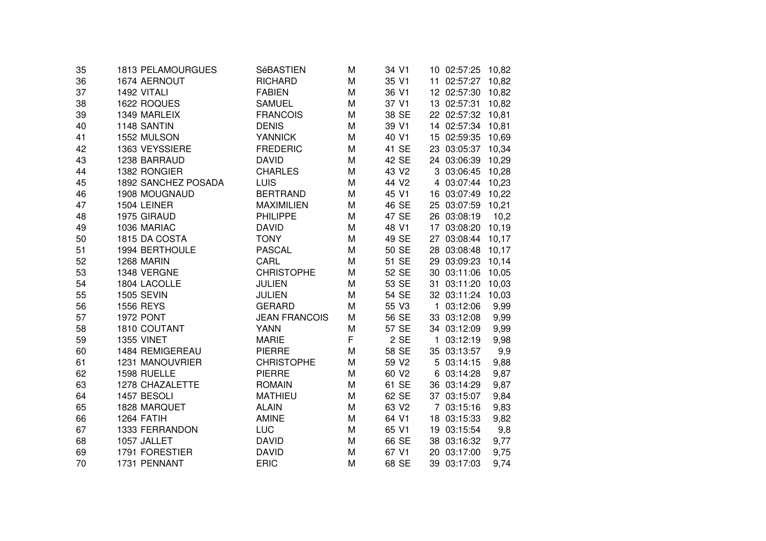| | | | | | | | | |
|---|---|---|---|---|---|---|---|---|
| 35 | 1813 PELAMOURGUES | SéBASTIEN | M | 34 V1 | 10 | 02:57:25 | 10,82 |
| 36 | 1674 AERNOUT | RICHARD | M | 35 V1 | 11 | 02:57:27 | 10,82 |
| 37 | 1492 VITALI | FABIEN | M | 36 V1 | 12 | 02:57:30 | 10,82 |
| 38 | 1622 ROQUES | SAMUEL | M | 37 V1 | 13 | 02:57:31 | 10,82 |
| 39 | 1349 MARLEIX | FRANCOIS | M | 38 SE | 22 | 02:57:32 | 10,81 |
| 40 | 1148 SANTIN | DENIS | M | 39 V1 | 14 | 02:57:34 | 10,81 |
| 41 | 1552 MULSON | YANNICK | M | 40 V1 | 15 | 02:59:35 | 10,69 |
| 42 | 1363 VEYSSIERE | FREDERIC | M | 41 SE | 23 | 03:05:37 | 10,34 |
| 43 | 1238 BARRAUD | DAVID | M | 42 SE | 24 | 03:06:39 | 10,29 |
| 44 | 1382 RONGIER | CHARLES | M | 43 V2 | 3 | 03:06:45 | 10,28 |
| 45 | 1892 SANCHEZ POSADA | LUIS | M | 44 V2 | 4 | 03:07:44 | 10,23 |
| 46 | 1908 MOUGNAUD | BERTRAND | M | 45 V1 | 16 | 03:07:49 | 10,22 |
| 47 | 1504 LEINER | MAXIMILIEN | M | 46 SE | 25 | 03:07:59 | 10,21 |
| 48 | 1975 GIRAUD | PHILIPPE | M | 47 SE | 26 | 03:08:19 | 10,2 |
| 49 | 1036 MARIAC | DAVID | M | 48 V1 | 17 | 03:08:20 | 10,19 |
| 50 | 1815 DA COSTA | TONY | M | 49 SE | 27 | 03:08:44 | 10,17 |
| 51 | 1994 BERTHOULE | PASCAL | M | 50 SE | 28 | 03:08:48 | 10,17 |
| 52 | 1268 MARIN | CARL | M | 51 SE | 29 | 03:09:23 | 10,14 |
| 53 | 1348 VERGNE | CHRISTOPHE | M | 52 SE | 30 | 03:11:06 | 10,05 |
| 54 | 1804 LACOLLE | JULIEN | M | 53 SE | 31 | 03:11:20 | 10,03 |
| 55 | 1505 SEVIN | JULIEN | M | 54 SE | 32 | 03:11:24 | 10,03 |
| 56 | 1556 REYS | GERARD | M | 55 V3 | 1 | 03:12:06 | 9,99 |
| 57 | 1972 PONT | JEAN FRANCOIS | M | 56 SE | 33 | 03:12:08 | 9,99 |
| 58 | 1810 COUTANT | YANN | M | 57 SE | 34 | 03:12:09 | 9,99 |
| 59 | 1355 VINET | MARIE | F | 2 SE | 1 | 03:12:19 | 9,98 |
| 60 | 1484 REMIGEREAU | PIERRE | M | 58 SE | 35 | 03:13:57 | 9,9 |
| 61 | 1231 MANOUVRIER | CHRISTOPHE | M | 59 V2 | 5 | 03:14:15 | 9,88 |
| 62 | 1598 RUELLE | PIERRE | M | 60 V2 | 6 | 03:14:28 | 9,87 |
| 63 | 1278 CHAZALETTE | ROMAIN | M | 61 SE | 36 | 03:14:29 | 9,87 |
| 64 | 1457 BESOLI | MATHIEU | M | 62 SE | 37 | 03:15:07 | 9,84 |
| 65 | 1828 MARQUET | ALAIN | M | 63 V2 | 7 | 03:15:16 | 9,83 |
| 66 | 1264 FATIH | AMINE | M | 64 V1 | 18 | 03:15:33 | 9,82 |
| 67 | 1333 FERRANDON | LUC | M | 65 V1 | 19 | 03:15:54 | 9,8 |
| 68 | 1057 JALLET | DAVID | M | 66 SE | 38 | 03:16:32 | 9,77 |
| 69 | 1791 FORESTIER | DAVID | M | 67 V1 | 20 | 03:17:00 | 9,75 |
| 70 | 1731 PENNANT | ERIC | M | 68 SE | 39 | 03:17:03 | 9,74 |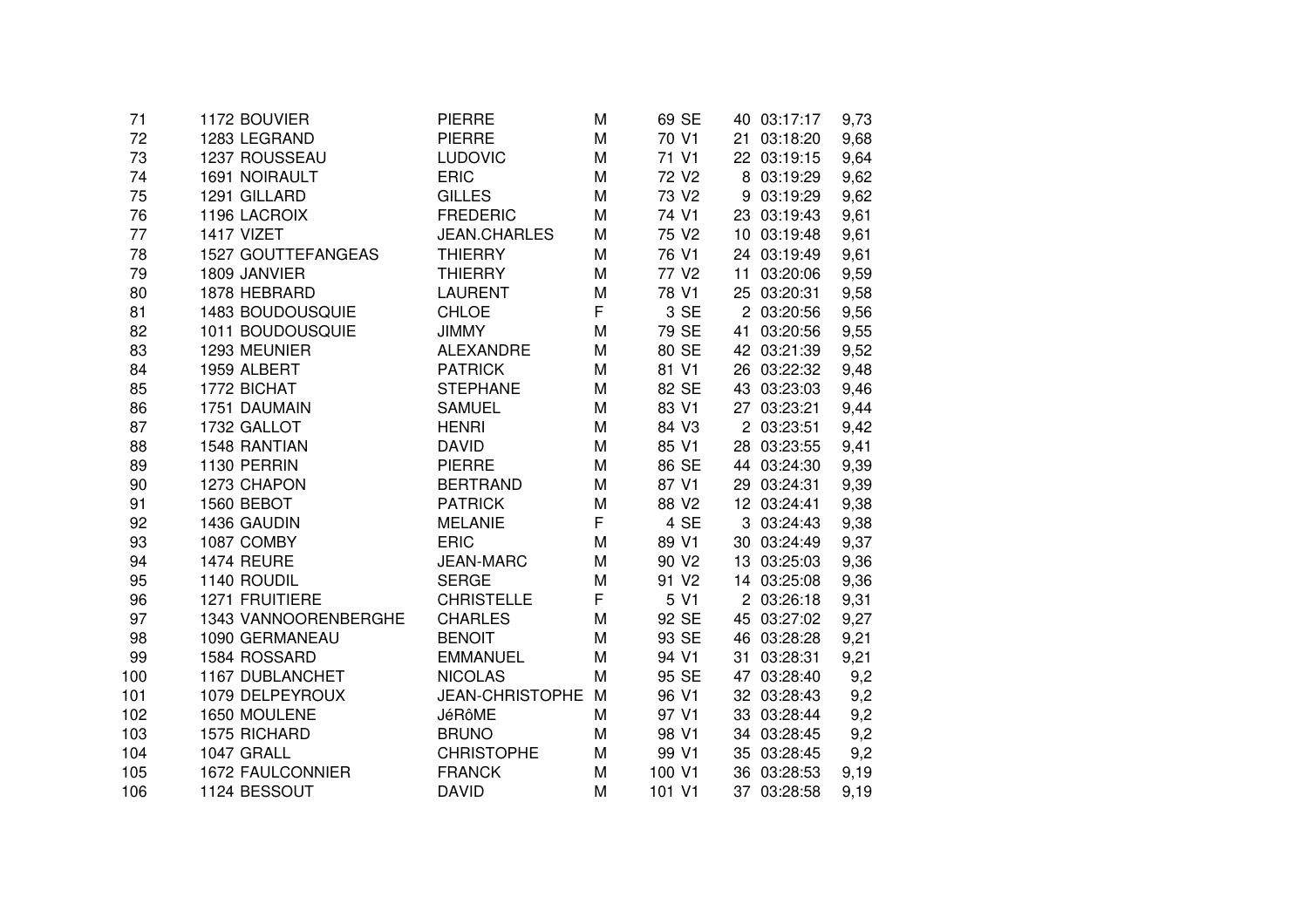| | | | | | | | | | |
|---|---|---|---|---|---|---|---|---|---|
| 71 | 1172 | BOUVIER | PIERRE | M | 69 | SE | 40 | 03:17:17 | 9,73 |
| 72 | 1283 | LEGRAND | PIERRE | M | 70 | V1 | 21 | 03:18:20 | 9,68 |
| 73 | 1237 | ROUSSEAU | LUDOVIC | M | 71 | V1 | 22 | 03:19:15 | 9,64 |
| 74 | 1691 | NOIRAULT | ERIC | M | 72 | V2 | 8 | 03:19:29 | 9,62 |
| 75 | 1291 | GILLARD | GILLES | M | 73 | V2 | 9 | 03:19:29 | 9,62 |
| 76 | 1196 | LACROIX | FREDERIC | M | 74 | V1 | 23 | 03:19:43 | 9,61 |
| 77 | 1417 | VIZET | JEAN.CHARLES | M | 75 | V2 | 10 | 03:19:48 | 9,61 |
| 78 | 1527 | GOUTTEFANGEAS | THIERRY | M | 76 | V1 | 24 | 03:19:49 | 9,61 |
| 79 | 1809 | JANVIER | THIERRY | M | 77 | V2 | 11 | 03:20:06 | 9,59 |
| 80 | 1878 | HEBRARD | LAURENT | M | 78 | V1 | 25 | 03:20:31 | 9,58 |
| 81 | 1483 | BOUDOUSQUIE | CHLOE | F | 3 | SE | 2 | 03:20:56 | 9,56 |
| 82 | 1011 | BOUDOUSQUIE | JIMMY | M | 79 | SE | 41 | 03:20:56 | 9,55 |
| 83 | 1293 | MEUNIER | ALEXANDRE | M | 80 | SE | 42 | 03:21:39 | 9,52 |
| 84 | 1959 | ALBERT | PATRICK | M | 81 | V1 | 26 | 03:22:32 | 9,48 |
| 85 | 1772 | BICHAT | STEPHANE | M | 82 | SE | 43 | 03:23:03 | 9,46 |
| 86 | 1751 | DAUMAIN | SAMUEL | M | 83 | V1 | 27 | 03:23:21 | 9,44 |
| 87 | 1732 | GALLOT | HENRI | M | 84 | V3 | 2 | 03:23:51 | 9,42 |
| 88 | 1548 | RANTIAN | DAVID | M | 85 | V1 | 28 | 03:23:55 | 9,41 |
| 89 | 1130 | PERRIN | PIERRE | M | 86 | SE | 44 | 03:24:30 | 9,39 |
| 90 | 1273 | CHAPON | BERTRAND | M | 87 | V1 | 29 | 03:24:31 | 9,39 |
| 91 | 1560 | BEBOT | PATRICK | M | 88 | V2 | 12 | 03:24:41 | 9,38 |
| 92 | 1436 | GAUDIN | MELANIE | F | 4 | SE | 3 | 03:24:43 | 9,38 |
| 93 | 1087 | COMBY | ERIC | M | 89 | V1 | 30 | 03:24:49 | 9,37 |
| 94 | 1474 | REURE | JEAN-MARC | M | 90 | V2 | 13 | 03:25:03 | 9,36 |
| 95 | 1140 | ROUDIL | SERGE | M | 91 | V2 | 14 | 03:25:08 | 9,36 |
| 96 | 1271 | FRUITIERE | CHRISTELLE | F | 5 | V1 | 2 | 03:26:18 | 9,31 |
| 97 | 1343 | VANNOORENBERGHE | CHARLES | M | 92 | SE | 45 | 03:27:02 | 9,27 |
| 98 | 1090 | GERMANEAU | BENOIT | M | 93 | SE | 46 | 03:28:28 | 9,21 |
| 99 | 1584 | ROSSARD | EMMANUEL | M | 94 | V1 | 31 | 03:28:31 | 9,21 |
| 100 | 1167 | DUBLANCHET | NICOLAS | M | 95 | SE | 47 | 03:28:40 | 9,2 |
| 101 | 1079 | DELPEYROUX | JEAN-CHRISTOPHE | M | 96 | V1 | 32 | 03:28:43 | 9,2 |
| 102 | 1650 | MOULENE | JéRôME | M | 97 | V1 | 33 | 03:28:44 | 9,2 |
| 103 | 1575 | RICHARD | BRUNO | M | 98 | V1 | 34 | 03:28:45 | 9,2 |
| 104 | 1047 | GRALL | CHRISTOPHE | M | 99 | V1 | 35 | 03:28:45 | 9,2 |
| 105 | 1672 | FAULCONNIER | FRANCK | M | 100 | V1 | 36 | 03:28:53 | 9,19 |
| 106 | 1124 | BESSOUT | DAVID | M | 101 | V1 | 37 | 03:28:58 | 9,19 |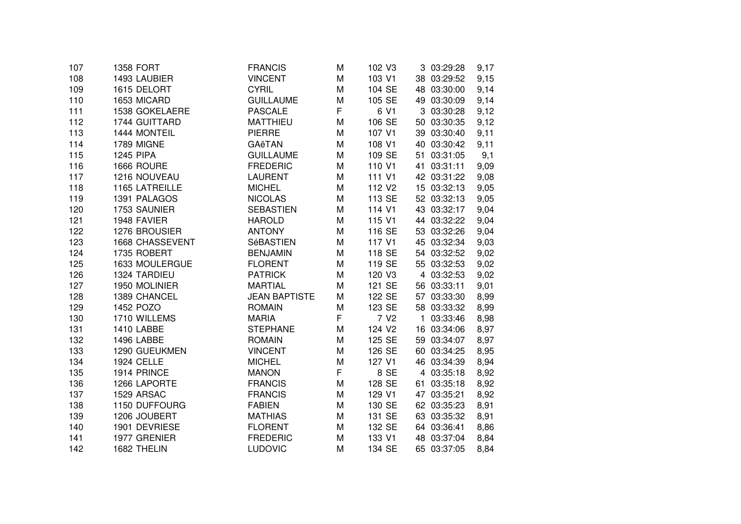| | | | | | | | | |
|---|---|---|---|---|---|---|---|---|
| 107 | 1358 | FORT | FRANCIS | M | 102 | V3 | 3 | 03:29:28 | 9,17 |
| 108 | 1493 | LAUBIER | VINCENT | M | 103 | V1 | 38 | 03:29:52 | 9,15 |
| 109 | 1615 | DELORT | CYRIL | M | 104 | SE | 48 | 03:30:00 | 9,14 |
| 110 | 1653 | MICARD | GUILLAUME | M | 105 | SE | 49 | 03:30:09 | 9,14 |
| 111 | 1538 | GOKELAERE | PASCALE | F | 6 | V1 | 3 | 03:30:28 | 9,12 |
| 112 | 1744 | GUITTARD | MATTHIEU | M | 106 | SE | 50 | 03:30:35 | 9,12 |
| 113 | 1444 | MONTEIL | PIERRE | M | 107 | V1 | 39 | 03:30:40 | 9,11 |
| 114 | 1789 | MIGNE | GAëTAN | M | 108 | V1 | 40 | 03:30:42 | 9,11 |
| 115 | 1245 | PIPA | GUILLAUME | M | 109 | SE | 51 | 03:31:05 | 9,1 |
| 116 | 1666 | ROURE | FREDERIC | M | 110 | V1 | 41 | 03:31:11 | 9,09 |
| 117 | 1216 | NOUVEAU | LAURENT | M | 111 | V1 | 42 | 03:31:22 | 9,08 |
| 118 | 1165 | LATREILLE | MICHEL | M | 112 | V2 | 15 | 03:32:13 | 9,05 |
| 119 | 1391 | PALAGOS | NICOLAS | M | 113 | SE | 52 | 03:32:13 | 9,05 |
| 120 | 1753 | SAUNIER | SEBASTIEN | M | 114 | V1 | 43 | 03:32:17 | 9,04 |
| 121 | 1948 | FAVIER | HAROLD | M | 115 | V1 | 44 | 03:32:22 | 9,04 |
| 122 | 1276 | BROUSIER | ANTONY | M | 116 | SE | 53 | 03:32:26 | 9,04 |
| 123 | 1668 | CHASSEVENT | SéBASTIEN | M | 117 | V1 | 45 | 03:32:34 | 9,03 |
| 124 | 1735 | ROBERT | BENJAMIN | M | 118 | SE | 54 | 03:32:52 | 9,02 |
| 125 | 1633 | MOULERGUE | FLORENT | M | 119 | SE | 55 | 03:32:53 | 9,02 |
| 126 | 1324 | TARDIEU | PATRICK | M | 120 | V3 | 4 | 03:32:53 | 9,02 |
| 127 | 1950 | MOLINIER | MARTIAL | M | 121 | SE | 56 | 03:33:11 | 9,01 |
| 128 | 1389 | CHANCEL | JEAN BAPTISTE | M | 122 | SE | 57 | 03:33:30 | 8,99 |
| 129 | 1452 | POZO | ROMAIN | M | 123 | SE | 58 | 03:33:32 | 8,99 |
| 130 | 1710 | WILLEMS | MARIA | F | 7 | V2 | 1 | 03:33:46 | 8,98 |
| 131 | 1410 | LABBE | STEPHANE | M | 124 | V2 | 16 | 03:34:06 | 8,97 |
| 132 | 1496 | LABBE | ROMAIN | M | 125 | SE | 59 | 03:34:07 | 8,97 |
| 133 | 1290 | GUEUKMEN | VINCENT | M | 126 | SE | 60 | 03:34:25 | 8,95 |
| 134 | 1924 | CELLE | MICHEL | M | 127 | V1 | 46 | 03:34:39 | 8,94 |
| 135 | 1914 | PRINCE | MANON | F | 8 | SE | 4 | 03:35:18 | 8,92 |
| 136 | 1266 | LAPORTE | FRANCIS | M | 128 | SE | 61 | 03:35:18 | 8,92 |
| 137 | 1529 | ARSAC | FRANCIS | M | 129 | V1 | 47 | 03:35:21 | 8,92 |
| 138 | 1150 | DUFFOURG | FABIEN | M | 130 | SE | 62 | 03:35:23 | 8,91 |
| 139 | 1206 | JOUBERT | MATHIAS | M | 131 | SE | 63 | 03:35:32 | 8,91 |
| 140 | 1901 | DEVRIESE | FLORENT | M | 132 | SE | 64 | 03:36:41 | 8,86 |
| 141 | 1977 | GRENIER | FREDERIC | M | 133 | V1 | 48 | 03:37:04 | 8,84 |
| 142 | 1682 | THELIN | LUDOVIC | M | 134 | SE | 65 | 03:37:05 | 8,84 |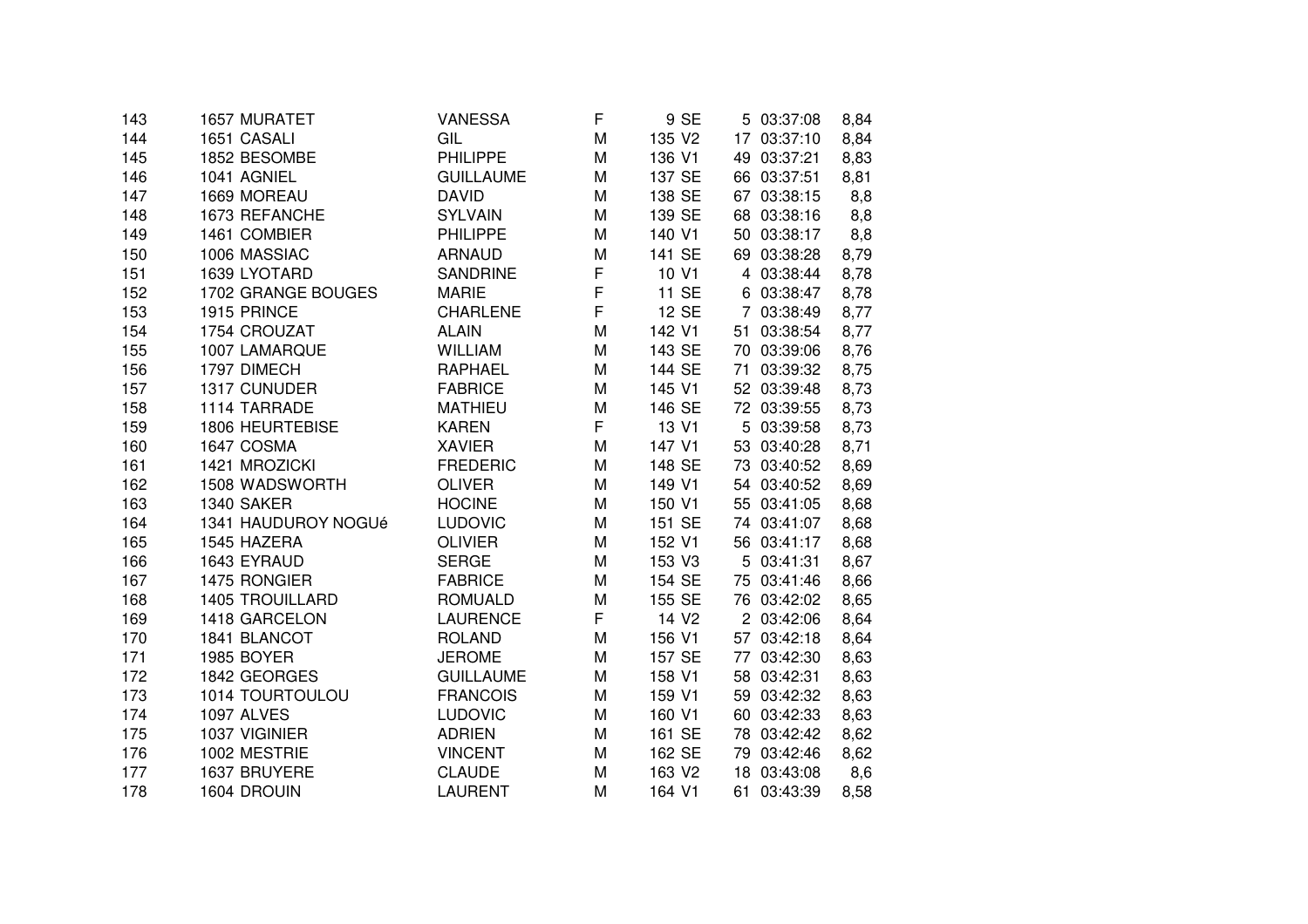| | | | | | | | | | |
|---|---|---|---|---|---|---|---|---|---|
| 143 | 1657 | MURATET | VANESSA | F | 9 | SE | 5 | 03:37:08 | 8,84 |
| 144 | 1651 | CASALI | GIL | M | 135 | V2 | 17 | 03:37:10 | 8,84 |
| 145 | 1852 | BESOMBE | PHILIPPE | M | 136 | V1 | 49 | 03:37:21 | 8,83 |
| 146 | 1041 | AGNIEL | GUILLAUME | M | 137 | SE | 66 | 03:37:51 | 8,81 |
| 147 | 1669 | MOREAU | DAVID | M | 138 | SE | 67 | 03:38:15 | 8,8 |
| 148 | 1673 | REFANCHE | SYLVAIN | M | 139 | SE | 68 | 03:38:16 | 8,8 |
| 149 | 1461 | COMBIER | PHILIPPE | M | 140 | V1 | 50 | 03:38:17 | 8,8 |
| 150 | 1006 | MASSIAC | ARNAUD | M | 141 | SE | 69 | 03:38:28 | 8,79 |
| 151 | 1639 | LYOTARD | SANDRINE | F | 10 | V1 | 4 | 03:38:44 | 8,78 |
| 152 | 1702 | GRANGE BOUGES | MARIE | F | 11 | SE | 6 | 03:38:47 | 8,78 |
| 153 | 1915 | PRINCE | CHARLENE | F | 12 | SE | 7 | 03:38:49 | 8,77 |
| 154 | 1754 | CROUZAT | ALAIN | M | 142 | V1 | 51 | 03:38:54 | 8,77 |
| 155 | 1007 | LAMARQUE | WILLIAM | M | 143 | SE | 70 | 03:39:06 | 8,76 |
| 156 | 1797 | DIMECH | RAPHAEL | M | 144 | SE | 71 | 03:39:32 | 8,75 |
| 157 | 1317 | CUNUDER | FABRICE | M | 145 | V1 | 52 | 03:39:48 | 8,73 |
| 158 | 1114 | TARRADE | MATHIEU | M | 146 | SE | 72 | 03:39:55 | 8,73 |
| 159 | 1806 | HEURTEBISE | KAREN | F | 13 | V1 | 5 | 03:39:58 | 8,73 |
| 160 | 1647 | COSMA | XAVIER | M | 147 | V1 | 53 | 03:40:28 | 8,71 |
| 161 | 1421 | MROZICKI | FREDERIC | M | 148 | SE | 73 | 03:40:52 | 8,69 |
| 162 | 1508 | WADSWORTH | OLIVER | M | 149 | V1 | 54 | 03:40:52 | 8,69 |
| 163 | 1340 | SAKER | HOCINE | M | 150 | V1 | 55 | 03:41:05 | 8,68 |
| 164 | 1341 | HAUDUROY NOGUé | LUDOVIC | M | 151 | SE | 74 | 03:41:07 | 8,68 |
| 165 | 1545 | HAZERA | OLIVIER | M | 152 | V1 | 56 | 03:41:17 | 8,68 |
| 166 | 1643 | EYRAUD | SERGE | M | 153 | V3 | 5 | 03:41:31 | 8,67 |
| 167 | 1475 | RONGIER | FABRICE | M | 154 | SE | 75 | 03:41:46 | 8,66 |
| 168 | 1405 | TROUILLARD | ROMUALD | M | 155 | SE | 76 | 03:42:02 | 8,65 |
| 169 | 1418 | GARCELON | LAURENCE | F | 14 | V2 | 2 | 03:42:06 | 8,64 |
| 170 | 1841 | BLANCOT | ROLAND | M | 156 | V1 | 57 | 03:42:18 | 8,64 |
| 171 | 1985 | BOYER | JEROME | M | 157 | SE | 77 | 03:42:30 | 8,63 |
| 172 | 1842 | GEORGES | GUILLAUME | M | 158 | V1 | 58 | 03:42:31 | 8,63 |
| 173 | 1014 | TOURTOULOU | FRANCOIS | M | 159 | V1 | 59 | 03:42:32 | 8,63 |
| 174 | 1097 | ALVES | LUDOVIC | M | 160 | V1 | 60 | 03:42:33 | 8,63 |
| 175 | 1037 | VIGINIER | ADRIEN | M | 161 | SE | 78 | 03:42:42 | 8,62 |
| 176 | 1002 | MESTRIE | VINCENT | M | 162 | SE | 79 | 03:42:46 | 8,62 |
| 177 | 1637 | BRUYERE | CLAUDE | M | 163 | V2 | 18 | 03:43:08 | 8,6 |
| 178 | 1604 | DROUIN | LAURENT | M | 164 | V1 | 61 | 03:43:39 | 8,58 |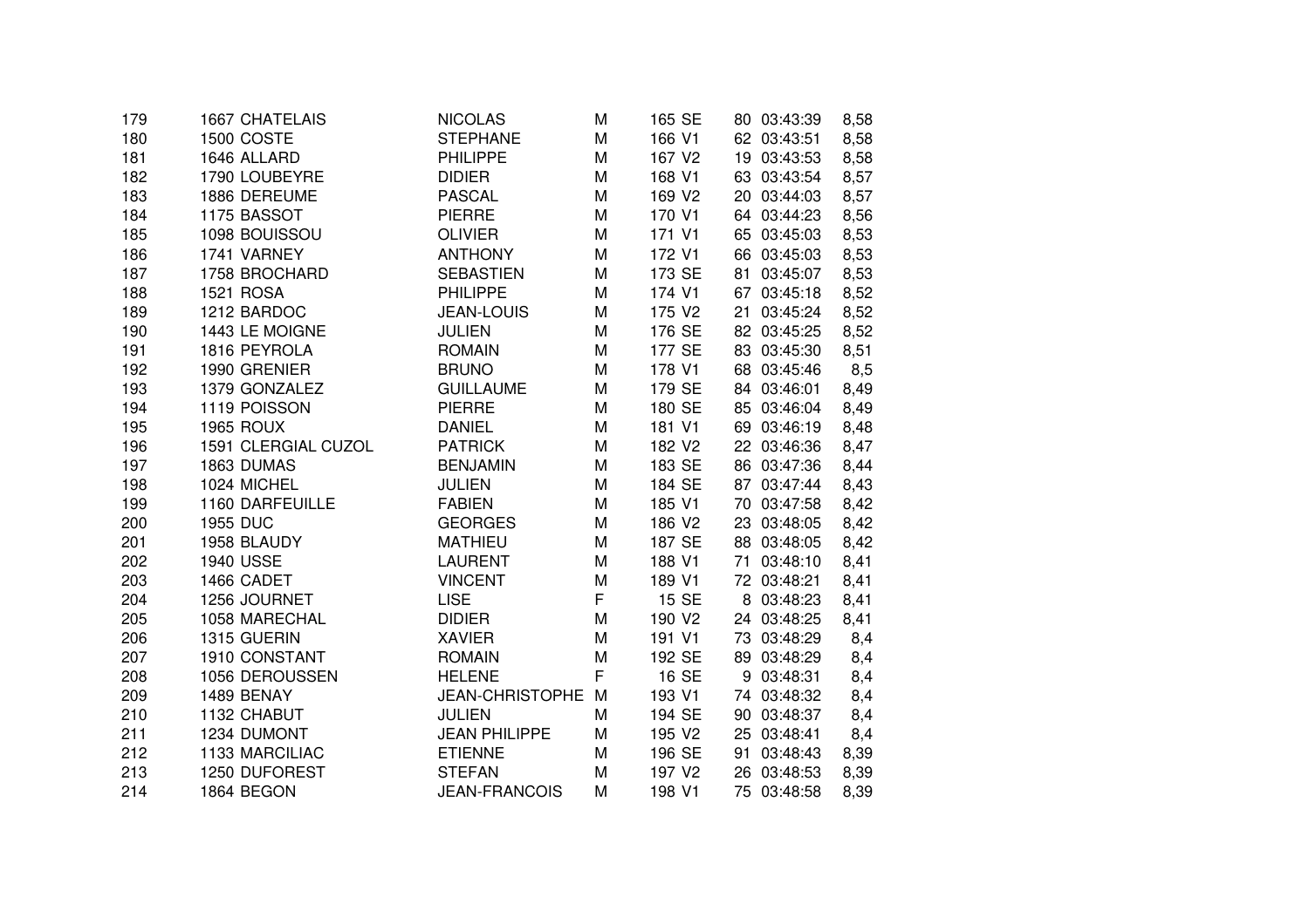| | | | | | | | | | |
|---|---|---|---|---|---|---|---|---|---|
| 179 | 1667 | CHATELAIS | NICOLAS | M | 165 | SE | 80 | 03:43:39 | 8,58 |
| 180 | 1500 | COSTE | STEPHANE | M | 166 | V1 | 62 | 03:43:51 | 8,58 |
| 181 | 1646 | ALLARD | PHILIPPE | M | 167 | V2 | 19 | 03:43:53 | 8,58 |
| 182 | 1790 | LOUBEYRE | DIDIER | M | 168 | V1 | 63 | 03:43:54 | 8,57 |
| 183 | 1886 | DEREUME | PASCAL | M | 169 | V2 | 20 | 03:44:03 | 8,57 |
| 184 | 1175 | BASSOT | PIERRE | M | 170 | V1 | 64 | 03:44:23 | 8,56 |
| 185 | 1098 | BOUISSOU | OLIVIER | M | 171 | V1 | 65 | 03:45:03 | 8,53 |
| 186 | 1741 | VARNEY | ANTHONY | M | 172 | V1 | 66 | 03:45:03 | 8,53 |
| 187 | 1758 | BROCHARD | SEBASTIEN | M | 173 | SE | 81 | 03:45:07 | 8,53 |
| 188 | 1521 | ROSA | PHILIPPE | M | 174 | V1 | 67 | 03:45:18 | 8,52 |
| 189 | 1212 | BARDOC | JEAN-LOUIS | M | 175 | V2 | 21 | 03:45:24 | 8,52 |
| 190 | 1443 | LE MOIGNE | JULIEN | M | 176 | SE | 82 | 03:45:25 | 8,52 |
| 191 | 1816 | PEYROLA | ROMAIN | M | 177 | SE | 83 | 03:45:30 | 8,51 |
| 192 | 1990 | GRENIER | BRUNO | M | 178 | V1 | 68 | 03:45:46 | 8,5 |
| 193 | 1379 | GONZALEZ | GUILLAUME | M | 179 | SE | 84 | 03:46:01 | 8,49 |
| 194 | 1119 | POISSON | PIERRE | M | 180 | SE | 85 | 03:46:04 | 8,49 |
| 195 | 1965 | ROUX | DANIEL | M | 181 | V1 | 69 | 03:46:19 | 8,48 |
| 196 | 1591 | CLERGIAL CUZOL | PATRICK | M | 182 | V2 | 22 | 03:46:36 | 8,47 |
| 197 | 1863 | DUMAS | BENJAMIN | M | 183 | SE | 86 | 03:47:36 | 8,44 |
| 198 | 1024 | MICHEL | JULIEN | M | 184 | SE | 87 | 03:47:44 | 8,43 |
| 199 | 1160 | DARFEUILLE | FABIEN | M | 185 | V1 | 70 | 03:47:58 | 8,42 |
| 200 | 1955 | DUC | GEORGES | M | 186 | V2 | 23 | 03:48:05 | 8,42 |
| 201 | 1958 | BLAUDY | MATHIEU | M | 187 | SE | 88 | 03:48:05 | 8,42 |
| 202 | 1940 | USSE | LAURENT | M | 188 | V1 | 71 | 03:48:10 | 8,41 |
| 203 | 1466 | CADET | VINCENT | M | 189 | V1 | 72 | 03:48:21 | 8,41 |
| 204 | 1256 | JOURNET | LISE | F | 15 | SE | 8 | 03:48:23 | 8,41 |
| 205 | 1058 | MARECHAL | DIDIER | M | 190 | V2 | 24 | 03:48:25 | 8,41 |
| 206 | 1315 | GUERIN | XAVIER | M | 191 | V1 | 73 | 03:48:29 | 8,4 |
| 207 | 1910 | CONSTANT | ROMAIN | M | 192 | SE | 89 | 03:48:29 | 8,4 |
| 208 | 1056 | DEROUSSEN | HELENE | F | 16 | SE | 9 | 03:48:31 | 8,4 |
| 209 | 1489 | BENAY | JEAN-CHRISTOPHE | M | 193 | V1 | 74 | 03:48:32 | 8,4 |
| 210 | 1132 | CHABUT | JULIEN | M | 194 | SE | 90 | 03:48:37 | 8,4 |
| 211 | 1234 | DUMONT | JEAN PHILIPPE | M | 195 | V2 | 25 | 03:48:41 | 8,4 |
| 212 | 1133 | MARCILIAC | ETIENNE | M | 196 | SE | 91 | 03:48:43 | 8,39 |
| 213 | 1250 | DUFOREST | STEFAN | M | 197 | V2 | 26 | 03:48:53 | 8,39 |
| 214 | 1864 | BEGON | JEAN-FRANCOIS | M | 198 | V1 | 75 | 03:48:58 | 8,39 |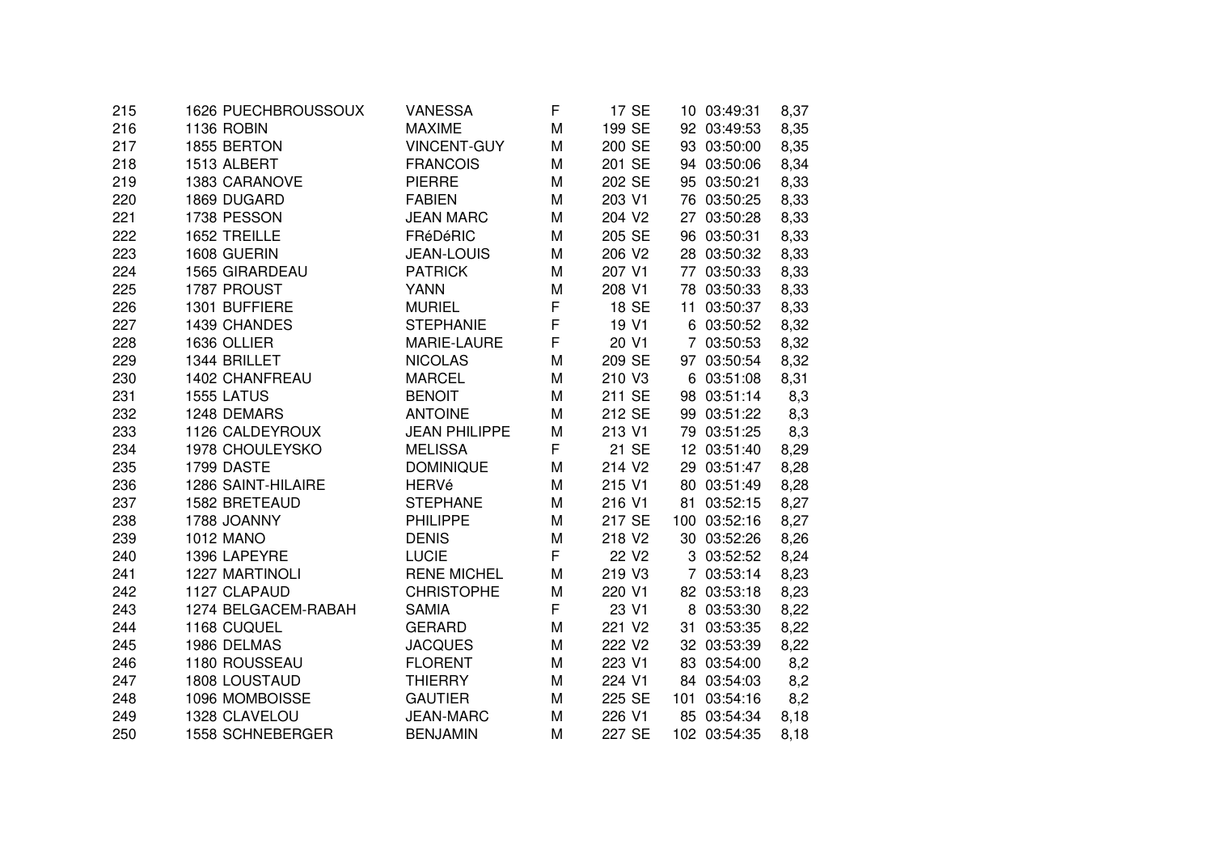| | | | | | | | | | |
|---|---|---|---|---|---|---|---|---|---|
| 215 | 1626 | PUECHBROUSSOUX | VANESSA | F | 17 | SE | 10 | 03:49:31 | 8,37 |
| 216 | 1136 | ROBIN | MAXIME | M | 199 | SE | 92 | 03:49:53 | 8,35 |
| 217 | 1855 | BERTON | VINCENT-GUY | M | 200 | SE | 93 | 03:50:00 | 8,35 |
| 218 | 1513 | ALBERT | FRANCOIS | M | 201 | SE | 94 | 03:50:06 | 8,34 |
| 219 | 1383 | CARANOVE | PIERRE | M | 202 | SE | 95 | 03:50:21 | 8,33 |
| 220 | 1869 | DUGARD | FABIEN | M | 203 | V1 | 76 | 03:50:25 | 8,33 |
| 221 | 1738 | PESSON | JEAN MARC | M | 204 | V2 | 27 | 03:50:28 | 8,33 |
| 222 | 1652 | TREILLE | FRéDéRIC | M | 205 | SE | 96 | 03:50:31 | 8,33 |
| 223 | 1608 | GUERIN | JEAN-LOUIS | M | 206 | V2 | 28 | 03:50:32 | 8,33 |
| 224 | 1565 | GIRARDEAU | PATRICK | M | 207 | V1 | 77 | 03:50:33 | 8,33 |
| 225 | 1787 | PROUST | YANN | M | 208 | V1 | 78 | 03:50:33 | 8,33 |
| 226 | 1301 | BUFFIERE | MURIEL | F | 18 | SE | 11 | 03:50:37 | 8,33 |
| 227 | 1439 | CHANDES | STEPHANIE | F | 19 | V1 | 6 | 03:50:52 | 8,32 |
| 228 | 1636 | OLLIER | MARIE-LAURE | F | 20 | V1 | 7 | 03:50:53 | 8,32 |
| 229 | 1344 | BRILLET | NICOLAS | M | 209 | SE | 97 | 03:50:54 | 8,32 |
| 230 | 1402 | CHANFREAU | MARCEL | M | 210 | V3 | 6 | 03:51:08 | 8,31 |
| 231 | 1555 | LATUS | BENOIT | M | 211 | SE | 98 | 03:51:14 | 8,3 |
| 232 | 1248 | DEMARS | ANTOINE | M | 212 | SE | 99 | 03:51:22 | 8,3 |
| 233 | 1126 | CALDEYROUX | JEAN PHILIPPE | M | 213 | V1 | 79 | 03:51:25 | 8,3 |
| 234 | 1978 | CHOULEYSKO | MELISSA | F | 21 | SE | 12 | 03:51:40 | 8,29 |
| 235 | 1799 | DASTE | DOMINIQUE | M | 214 | V2 | 29 | 03:51:47 | 8,28 |
| 236 | 1286 | SAINT-HILAIRE | HERVé | M | 215 | V1 | 80 | 03:51:49 | 8,28 |
| 237 | 1582 | BRETEAUD | STEPHANE | M | 216 | V1 | 81 | 03:52:15 | 8,27 |
| 238 | 1788 | JOANNY | PHILIPPE | M | 217 | SE | 100 | 03:52:16 | 8,27 |
| 239 | 1012 | MANO | DENIS | M | 218 | V2 | 30 | 03:52:26 | 8,26 |
| 240 | 1396 | LAPEYRE | LUCIE | F | 22 | V2 | 3 | 03:52:52 | 8,24 |
| 241 | 1227 | MARTINOLI | RENE MICHEL | M | 219 | V3 | 7 | 03:53:14 | 8,23 |
| 242 | 1127 | CLAPAUD | CHRISTOPHE | M | 220 | V1 | 82 | 03:53:18 | 8,23 |
| 243 | 1274 | BELGACEM-RABAH | SAMIA | F | 23 | V1 | 8 | 03:53:30 | 8,22 |
| 244 | 1168 | CUQUEL | GERARD | M | 221 | V2 | 31 | 03:53:35 | 8,22 |
| 245 | 1986 | DELMAS | JACQUES | M | 222 | V2 | 32 | 03:53:39 | 8,22 |
| 246 | 1180 | ROUSSEAU | FLORENT | M | 223 | V1 | 83 | 03:54:00 | 8,2 |
| 247 | 1808 | LOUSTAUD | THIERRY | M | 224 | V1 | 84 | 03:54:03 | 8,2 |
| 248 | 1096 | MOMBOISSE | GAUTIER | M | 225 | SE | 101 | 03:54:16 | 8,2 |
| 249 | 1328 | CLAVELOU | JEAN-MARC | M | 226 | V1 | 85 | 03:54:34 | 8,18 |
| 250 | 1558 | SCHNEBERGER | BENJAMIN | M | 227 | SE | 102 | 03:54:35 | 8,18 |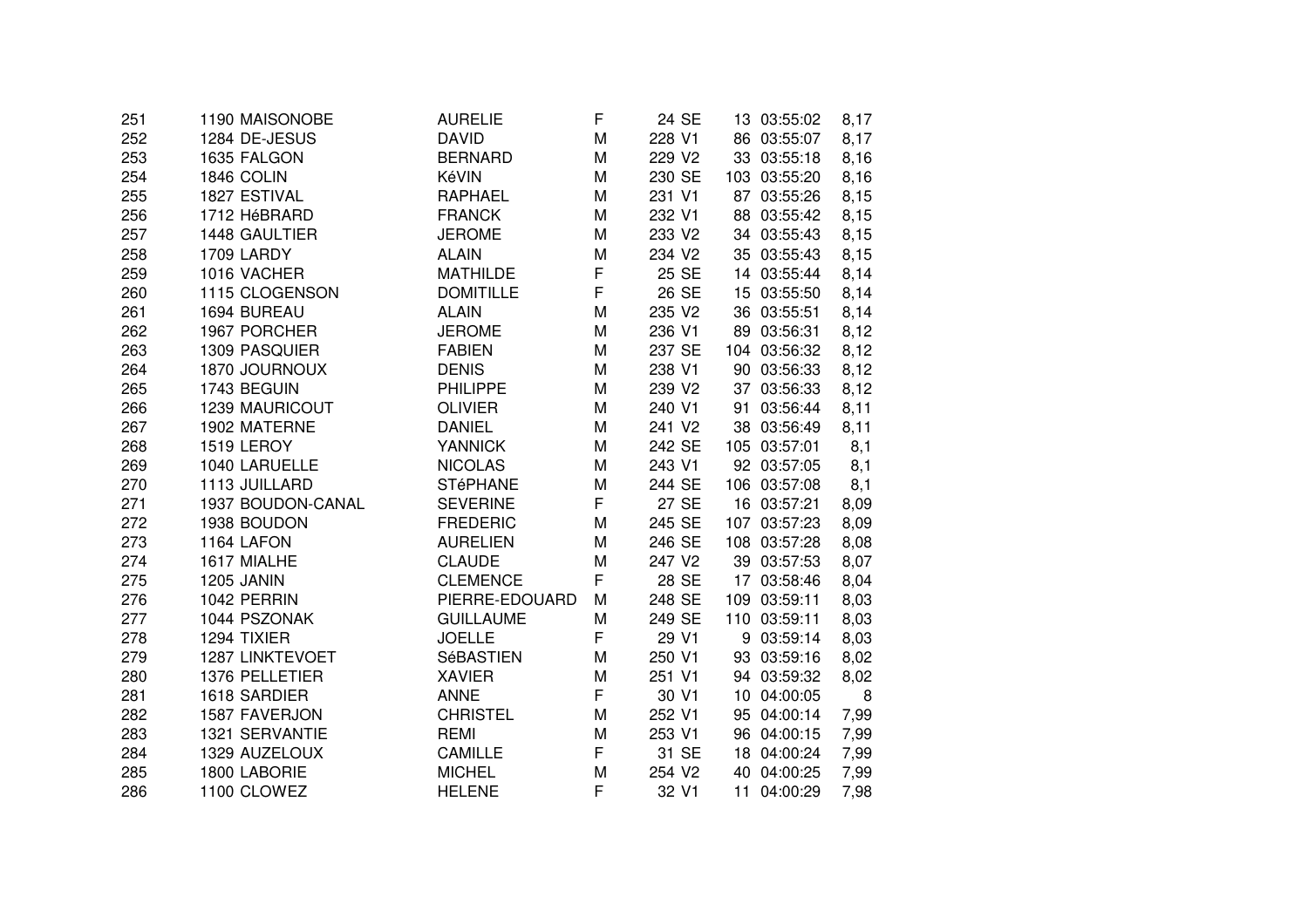| | | | | | | | | | |
|---|---|---|---|---|---|---|---|---|---|
| 251 | 1190 | MAISONOBE | AURELIE | F | 24 | SE | 13 | 03:55:02 | 8,17 |
| 252 | 1284 | DE-JESUS | DAVID | M | 228 | V1 | 86 | 03:55:07 | 8,17 |
| 253 | 1635 | FALGON | BERNARD | M | 229 | V2 | 33 | 03:55:18 | 8,16 |
| 254 | 1846 | COLIN | KéVIN | M | 230 | SE | 103 | 03:55:20 | 8,16 |
| 255 | 1827 | ESTIVAL | RAPHAEL | M | 231 | V1 | 87 | 03:55:26 | 8,15 |
| 256 | 1712 | HéBRARD | FRANCK | M | 232 | V1 | 88 | 03:55:42 | 8,15 |
| 257 | 1448 | GAULTIER | JEROME | M | 233 | V2 | 34 | 03:55:43 | 8,15 |
| 258 | 1709 | LARDY | ALAIN | M | 234 | V2 | 35 | 03:55:43 | 8,15 |
| 259 | 1016 | VACHER | MATHILDE | F | 25 | SE | 14 | 03:55:44 | 8,14 |
| 260 | 1115 | CLOGENSON | DOMITILLE | F | 26 | SE | 15 | 03:55:50 | 8,14 |
| 261 | 1694 | BUREAU | ALAIN | M | 235 | V2 | 36 | 03:55:51 | 8,14 |
| 262 | 1967 | PORCHER | JEROME | M | 236 | V1 | 89 | 03:56:31 | 8,12 |
| 263 | 1309 | PASQUIER | FABIEN | M | 237 | SE | 104 | 03:56:32 | 8,12 |
| 264 | 1870 | JOURNOUX | DENIS | M | 238 | V1 | 90 | 03:56:33 | 8,12 |
| 265 | 1743 | BEGUIN | PHILIPPE | M | 239 | V2 | 37 | 03:56:33 | 8,12 |
| 266 | 1239 | MAURICOUT | OLIVIER | M | 240 | V1 | 91 | 03:56:44 | 8,11 |
| 267 | 1902 | MATERNE | DANIEL | M | 241 | V2 | 38 | 03:56:49 | 8,11 |
| 268 | 1519 | LEROY | YANNICK | M | 242 | SE | 105 | 03:57:01 | 8,1 |
| 269 | 1040 | LARUELLE | NICOLAS | M | 243 | V1 | 92 | 03:57:05 | 8,1 |
| 270 | 1113 | JUILLARD | STéPHANE | M | 244 | SE | 106 | 03:57:08 | 8,1 |
| 271 | 1937 | BOUDON-CANAL | SEVERINE | F | 27 | SE | 16 | 03:57:21 | 8,09 |
| 272 | 1938 | BOUDON | FREDERIC | M | 245 | SE | 107 | 03:57:23 | 8,09 |
| 273 | 1164 | LAFON | AURELIEN | M | 246 | SE | 108 | 03:57:28 | 8,08 |
| 274 | 1617 | MIALHE | CLAUDE | M | 247 | V2 | 39 | 03:57:53 | 8,07 |
| 275 | 1205 | JANIN | CLEMENCE | F | 28 | SE | 17 | 03:58:46 | 8,04 |
| 276 | 1042 | PERRIN | PIERRE-EDOUARD | M | 248 | SE | 109 | 03:59:11 | 8,03 |
| 277 | 1044 | PSZONAK | GUILLAUME | M | 249 | SE | 110 | 03:59:11 | 8,03 |
| 278 | 1294 | TIXIER | JOELLE | F | 29 | V1 | 9 | 03:59:14 | 8,03 |
| 279 | 1287 | LINKTEVOET | SéBASTIEN | M | 250 | V1 | 93 | 03:59:16 | 8,02 |
| 280 | 1376 | PELLETIER | XAVIER | M | 251 | V1 | 94 | 03:59:32 | 8,02 |
| 281 | 1618 | SARDIER | ANNE | F | 30 | V1 | 10 | 04:00:05 | 8 |
| 282 | 1587 | FAVERJON | CHRISTEL | M | 252 | V1 | 95 | 04:00:14 | 7,99 |
| 283 | 1321 | SERVANTIE | REMI | M | 253 | V1 | 96 | 04:00:15 | 7,99 |
| 284 | 1329 | AUZELOUX | CAMILLE | F | 31 | SE | 18 | 04:00:24 | 7,99 |
| 285 | 1800 | LABORIE | MICHEL | M | 254 | V2 | 40 | 04:00:25 | 7,99 |
| 286 | 1100 | CLOWEZ | HELENE | F | 32 | V1 | 11 | 04:00:29 | 7,98 |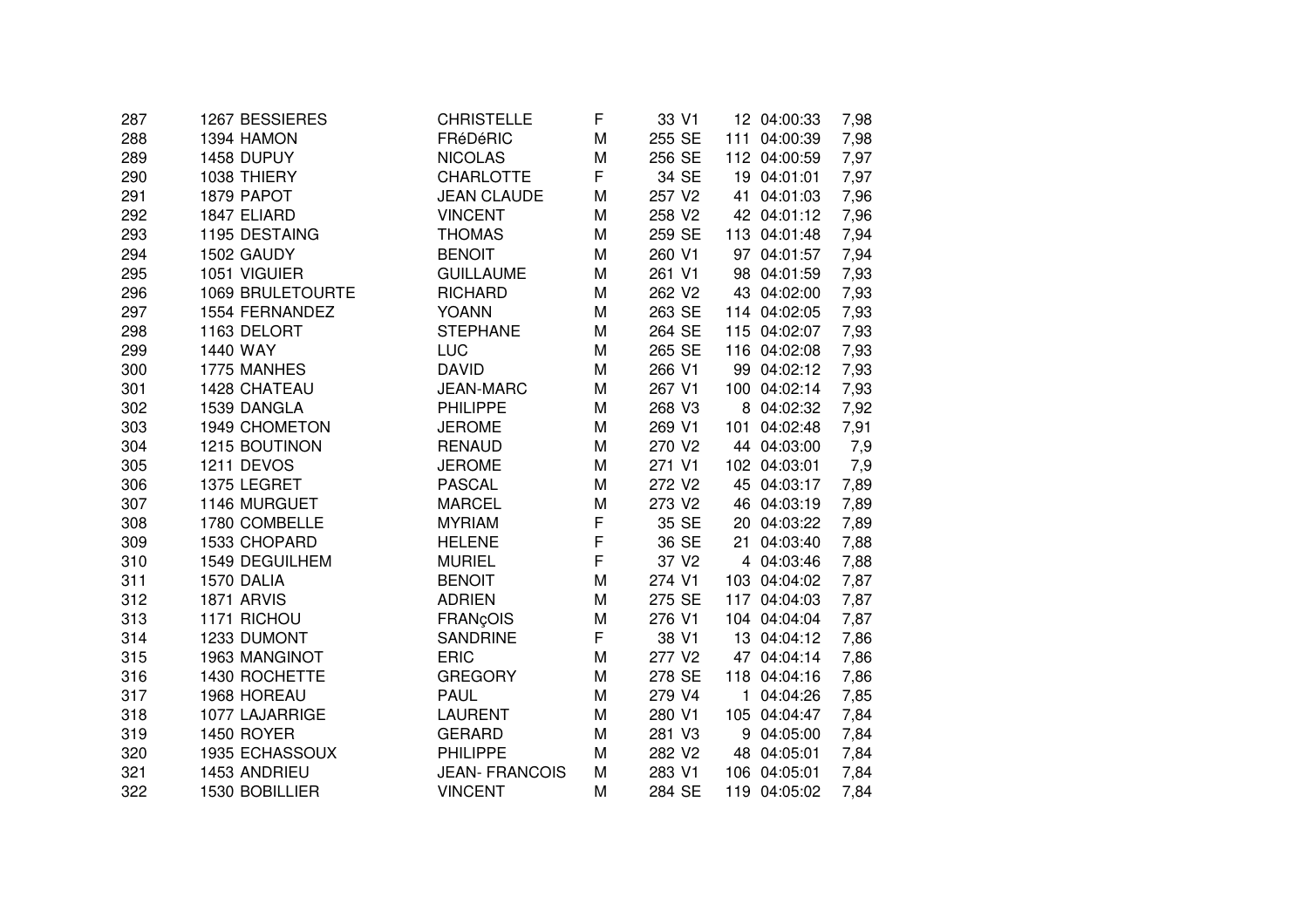| | | | | | | | | | |
|---|---|---|---|---|---|---|---|---|---|
| 287 | 1267 | BESSIERES | CHRISTELLE | F | 33 | V1 | 12 | 04:00:33 | 7,98 |
| 288 | 1394 | HAMON | FRéDéRIC | M | 255 | SE | 111 | 04:00:39 | 7,98 |
| 289 | 1458 | DUPUY | NICOLAS | M | 256 | SE | 112 | 04:00:59 | 7,97 |
| 290 | 1038 | THIERY | CHARLOTTE | F | 34 | SE | 19 | 04:01:01 | 7,97 |
| 291 | 1879 | PAPOT | JEAN CLAUDE | M | 257 | V2 | 41 | 04:01:03 | 7,96 |
| 292 | 1847 | ELIARD | VINCENT | M | 258 | V2 | 42 | 04:01:12 | 7,96 |
| 293 | 1195 | DESTAING | THOMAS | M | 259 | SE | 113 | 04:01:48 | 7,94 |
| 294 | 1502 | GAUDY | BENOIT | M | 260 | V1 | 97 | 04:01:57 | 7,94 |
| 295 | 1051 | VIGUIER | GUILLAUME | M | 261 | V1 | 98 | 04:01:59 | 7,93 |
| 296 | 1069 | BRULETOURTE | RICHARD | M | 262 | V2 | 43 | 04:02:00 | 7,93 |
| 297 | 1554 | FERNANDEZ | YOANN | M | 263 | SE | 114 | 04:02:05 | 7,93 |
| 298 | 1163 | DELORT | STEPHANE | M | 264 | SE | 115 | 04:02:07 | 7,93 |
| 299 | 1440 | WAY | LUC | M | 265 | SE | 116 | 04:02:08 | 7,93 |
| 300 | 1775 | MANHES | DAVID | M | 266 | V1 | 99 | 04:02:12 | 7,93 |
| 301 | 1428 | CHATEAU | JEAN-MARC | M | 267 | V1 | 100 | 04:02:14 | 7,93 |
| 302 | 1539 | DANGLA | PHILIPPE | M | 268 | V3 | 8 | 04:02:32 | 7,92 |
| 303 | 1949 | CHOMETON | JEROME | M | 269 | V1 | 101 | 04:02:48 | 7,91 |
| 304 | 1215 | BOUTINON | RENAUD | M | 270 | V2 | 44 | 04:03:00 | 7,9 |
| 305 | 1211 | DEVOS | JEROME | M | 271 | V1 | 102 | 04:03:01 | 7,9 |
| 306 | 1375 | LEGRET | PASCAL | M | 272 | V2 | 45 | 04:03:17 | 7,89 |
| 307 | 1146 | MURGUET | MARCEL | M | 273 | V2 | 46 | 04:03:19 | 7,89 |
| 308 | 1780 | COMBELLE | MYRIAM | F | 35 | SE | 20 | 04:03:22 | 7,89 |
| 309 | 1533 | CHOPARD | HELENE | F | 36 | SE | 21 | 04:03:40 | 7,88 |
| 310 | 1549 | DEGUILHEM | MURIEL | F | 37 | V2 | 4 | 04:03:46 | 7,88 |
| 311 | 1570 | DALIA | BENOIT | M | 274 | V1 | 103 | 04:04:02 | 7,87 |
| 312 | 1871 | ARVIS | ADRIEN | M | 275 | SE | 117 | 04:04:03 | 7,87 |
| 313 | 1171 | RICHOU | FRANçOIS | M | 276 | V1 | 104 | 04:04:04 | 7,87 |
| 314 | 1233 | DUMONT | SANDRINE | F | 38 | V1 | 13 | 04:04:12 | 7,86 |
| 315 | 1963 | MANGINOT | ERIC | M | 277 | V2 | 47 | 04:04:14 | 7,86 |
| 316 | 1430 | ROCHETTE | GREGORY | M | 278 | SE | 118 | 04:04:16 | 7,86 |
| 317 | 1968 | HOREAU | PAUL | M | 279 | V4 | 1 | 04:04:26 | 7,85 |
| 318 | 1077 | LAJARRIGE | LAURENT | M | 280 | V1 | 105 | 04:04:47 | 7,84 |
| 319 | 1450 | ROYER | GERARD | M | 281 | V3 | 9 | 04:05:00 | 7,84 |
| 320 | 1935 | ECHASSOUX | PHILIPPE | M | 282 | V2 | 48 | 04:05:01 | 7,84 |
| 321 | 1453 | ANDRIEU | JEAN- FRANCOIS | M | 283 | V1 | 106 | 04:05:01 | 7,84 |
| 322 | 1530 | BOBILLIER | VINCENT | M | 284 | SE | 119 | 04:05:02 | 7,84 |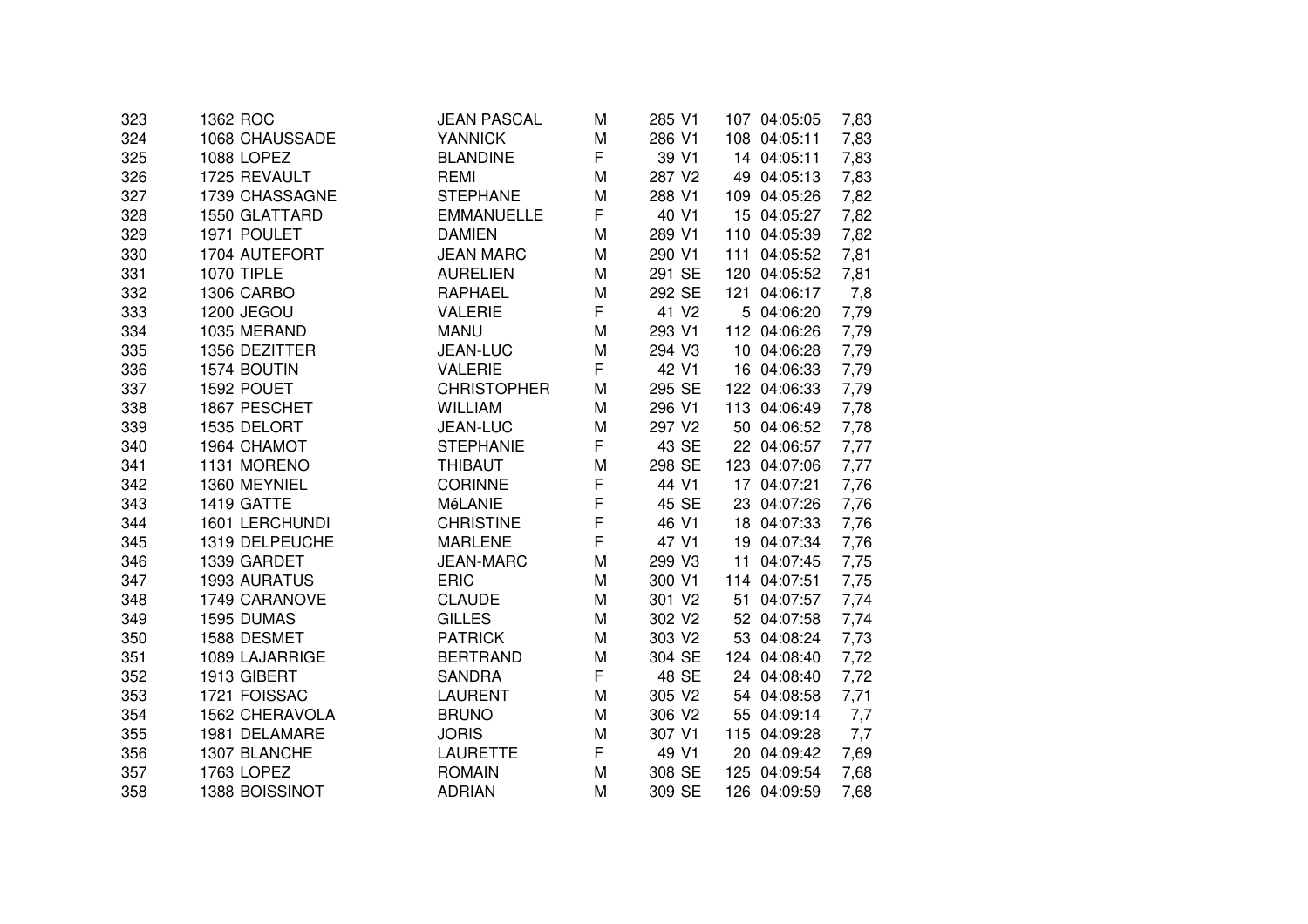| | | | | | | | | | |
|---|---|---|---|---|---|---|---|---|---|
| 323 | 1362 | ROC | JEAN PASCAL | M | 285 | V1 | 107 | 04:05:05 | 7,83 |
| 324 | 1068 | CHAUSSADE | YANNICK | M | 286 | V1 | 108 | 04:05:11 | 7,83 |
| 325 | 1088 | LOPEZ | BLANDINE | F | 39 | V1 | 14 | 04:05:11 | 7,83 |
| 326 | 1725 | REVAULT | REMI | M | 287 | V2 | 49 | 04:05:13 | 7,83 |
| 327 | 1739 | CHASSAGNE | STEPHANE | M | 288 | V1 | 109 | 04:05:26 | 7,82 |
| 328 | 1550 | GLATTARD | EMMANUELLE | F | 40 | V1 | 15 | 04:05:27 | 7,82 |
| 329 | 1971 | POULET | DAMIEN | M | 289 | V1 | 110 | 04:05:39 | 7,82 |
| 330 | 1704 | AUTEFORT | JEAN MARC | M | 290 | V1 | 111 | 04:05:52 | 7,81 |
| 331 | 1070 | TIPLE | AURELIEN | M | 291 | SE | 120 | 04:05:52 | 7,81 |
| 332 | 1306 | CARBO | RAPHAEL | M | 292 | SE | 121 | 04:06:17 | 7,8 |
| 333 | 1200 | JEGOU | VALERIE | F | 41 | V2 | 5 | 04:06:20 | 7,79 |
| 334 | 1035 | MERAND | MANU | M | 293 | V1 | 112 | 04:06:26 | 7,79 |
| 335 | 1356 | DEZITTER | JEAN-LUC | M | 294 | V3 | 10 | 04:06:28 | 7,79 |
| 336 | 1574 | BOUTIN | VALERIE | F | 42 | V1 | 16 | 04:06:33 | 7,79 |
| 337 | 1592 | POUET | CHRISTOPHER | M | 295 | SE | 122 | 04:06:33 | 7,79 |
| 338 | 1867 | PESCHET | WILLIAM | M | 296 | V1 | 113 | 04:06:49 | 7,78 |
| 339 | 1535 | DELORT | JEAN-LUC | M | 297 | V2 | 50 | 04:06:52 | 7,78 |
| 340 | 1964 | CHAMOT | STEPHANIE | F | 43 | SE | 22 | 04:06:57 | 7,77 |
| 341 | 1131 | MORENO | THIBAUT | M | 298 | SE | 123 | 04:07:06 | 7,77 |
| 342 | 1360 | MEYNIEL | CORINNE | F | 44 | V1 | 17 | 04:07:21 | 7,76 |
| 343 | 1419 | GATTE | MéLANIE | F | 45 | SE | 23 | 04:07:26 | 7,76 |
| 344 | 1601 | LERCHUNDI | CHRISTINE | F | 46 | V1 | 18 | 04:07:33 | 7,76 |
| 345 | 1319 | DELPEUCHE | MARLENE | F | 47 | V1 | 19 | 04:07:34 | 7,76 |
| 346 | 1339 | GARDET | JEAN-MARC | M | 299 | V3 | 11 | 04:07:45 | 7,75 |
| 347 | 1993 | AURATUS | ERIC | M | 300 | V1 | 114 | 04:07:51 | 7,75 |
| 348 | 1749 | CARANOVE | CLAUDE | M | 301 | V2 | 51 | 04:07:57 | 7,74 |
| 349 | 1595 | DUMAS | GILLES | M | 302 | V2 | 52 | 04:07:58 | 7,74 |
| 350 | 1588 | DESMET | PATRICK | M | 303 | V2 | 53 | 04:08:24 | 7,73 |
| 351 | 1089 | LAJARRIGE | BERTRAND | M | 304 | SE | 124 | 04:08:40 | 7,72 |
| 352 | 1913 | GIBERT | SANDRA | F | 48 | SE | 24 | 04:08:40 | 7,72 |
| 353 | 1721 | FOISSAC | LAURENT | M | 305 | V2 | 54 | 04:08:58 | 7,71 |
| 354 | 1562 | CHERAVOLA | BRUNO | M | 306 | V2 | 55 | 04:09:14 | 7,7 |
| 355 | 1981 | DELAMARE | JORIS | M | 307 | V1 | 115 | 04:09:28 | 7,7 |
| 356 | 1307 | BLANCHE | LAURETTE | F | 49 | V1 | 20 | 04:09:42 | 7,69 |
| 357 | 1763 | LOPEZ | ROMAIN | M | 308 | SE | 125 | 04:09:54 | 7,68 |
| 358 | 1388 | BOISSINOT | ADRIAN | M | 309 | SE | 126 | 04:09:59 | 7,68 |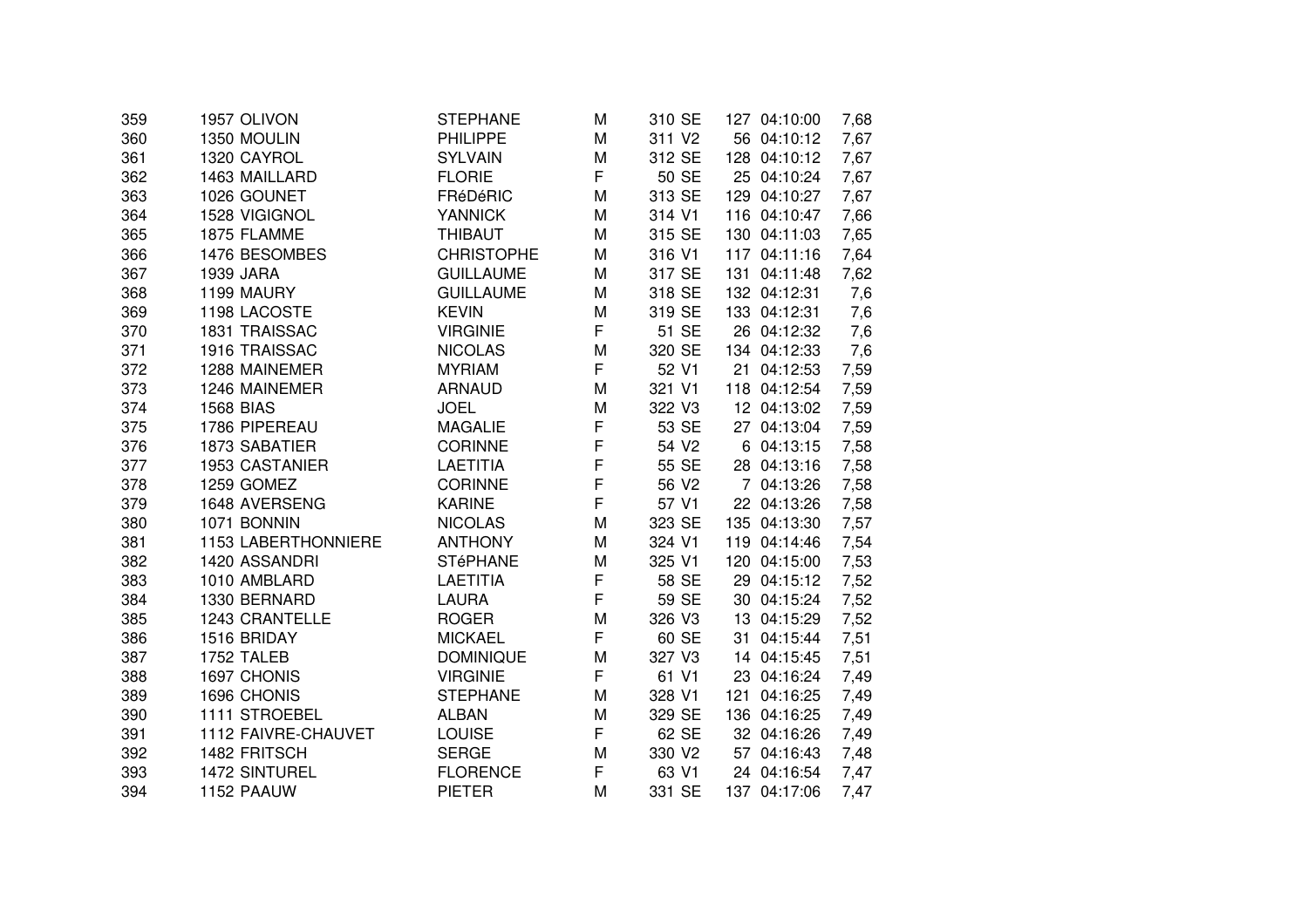| | | | | | | | | | |
|---|---|---|---|---|---|---|---|---|---|
| 359 | 1957 | OLIVON | STEPHANE | M | 310 | SE | 127 | 04:10:00 | 7,68 |
| 360 | 1350 | MOULIN | PHILIPPE | M | 311 | V2 | 56 | 04:10:12 | 7,67 |
| 361 | 1320 | CAYROL | SYLVAIN | M | 312 | SE | 128 | 04:10:12 | 7,67 |
| 362 | 1463 | MAILLARD | FLORIE | F | 50 | SE | 25 | 04:10:24 | 7,67 |
| 363 | 1026 | GOUNET | FRéDéRIC | M | 313 | SE | 129 | 04:10:27 | 7,67 |
| 364 | 1528 | VIGIGNOL | YANNICK | M | 314 | V1 | 116 | 04:10:47 | 7,66 |
| 365 | 1875 | FLAMME | THIBAUT | M | 315 | SE | 130 | 04:11:03 | 7,65 |
| 366 | 1476 | BESOMBES | CHRISTOPHE | M | 316 | V1 | 117 | 04:11:16 | 7,64 |
| 367 | 1939 | JARA | GUILLAUME | M | 317 | SE | 131 | 04:11:48 | 7,62 |
| 368 | 1199 | MAURY | GUILLAUME | M | 318 | SE | 132 | 04:12:31 | 7,6 |
| 369 | 1198 | LACOSTE | KEVIN | M | 319 | SE | 133 | 04:12:31 | 7,6 |
| 370 | 1831 | TRAISSAC | VIRGINIE | F | 51 | SE | 26 | 04:12:32 | 7,6 |
| 371 | 1916 | TRAISSAC | NICOLAS | M | 320 | SE | 134 | 04:12:33 | 7,6 |
| 372 | 1288 | MAINEMER | MYRIAM | F | 52 | V1 | 21 | 04:12:53 | 7,59 |
| 373 | 1246 | MAINEMER | ARNAUD | M | 321 | V1 | 118 | 04:12:54 | 7,59 |
| 374 | 1568 | BIAS | JOEL | M | 322 | V3 | 12 | 04:13:02 | 7,59 |
| 375 | 1786 | PIPEREAU | MAGALIE | F | 53 | SE | 27 | 04:13:04 | 7,59 |
| 376 | 1873 | SABATIER | CORINNE | F | 54 | V2 | 6 | 04:13:15 | 7,58 |
| 377 | 1953 | CASTANIER | LAETITIA | F | 55 | SE | 28 | 04:13:16 | 7,58 |
| 378 | 1259 | GOMEZ | CORINNE | F | 56 | V2 | 7 | 04:13:26 | 7,58 |
| 379 | 1648 | AVERSENG | KARINE | F | 57 | V1 | 22 | 04:13:26 | 7,58 |
| 380 | 1071 | BONNIN | NICOLAS | M | 323 | SE | 135 | 04:13:30 | 7,57 |
| 381 | 1153 | LABERTHONNIERE | ANTHONY | M | 324 | V1 | 119 | 04:14:46 | 7,54 |
| 382 | 1420 | ASSANDRI | STéPHANE | M | 325 | V1 | 120 | 04:15:00 | 7,53 |
| 383 | 1010 | AMBLARD | LAETITIA | F | 58 | SE | 29 | 04:15:12 | 7,52 |
| 384 | 1330 | BERNARD | LAURA | F | 59 | SE | 30 | 04:15:24 | 7,52 |
| 385 | 1243 | CRANTELLE | ROGER | M | 326 | V3 | 13 | 04:15:29 | 7,52 |
| 386 | 1516 | BRIDAY | MICKAEL | F | 60 | SE | 31 | 04:15:44 | 7,51 |
| 387 | 1752 | TALEB | DOMINIQUE | M | 327 | V3 | 14 | 04:15:45 | 7,51 |
| 388 | 1697 | CHONIS | VIRGINIE | F | 61 | V1 | 23 | 04:16:24 | 7,49 |
| 389 | 1696 | CHONIS | STEPHANE | M | 328 | V1 | 121 | 04:16:25 | 7,49 |
| 390 | 1111 | STROEBEL | ALBAN | M | 329 | SE | 136 | 04:16:25 | 7,49 |
| 391 | 1112 | FAIVRE-CHAUVET | LOUISE | F | 62 | SE | 32 | 04:16:26 | 7,49 |
| 392 | 1482 | FRITSCH | SERGE | M | 330 | V2 | 57 | 04:16:43 | 7,48 |
| 393 | 1472 | SINTUREL | FLORENCE | F | 63 | V1 | 24 | 04:16:54 | 7,47 |
| 394 | 1152 | PAAUW | PIETER | M | 331 | SE | 137 | 04:17:06 | 7,47 |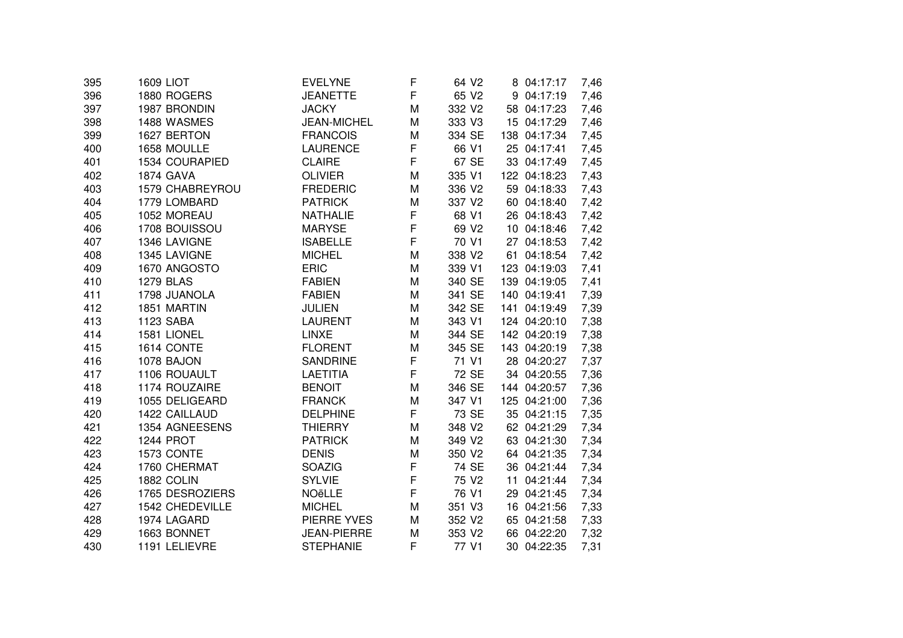| | | | | | | | | |
|---|---|---|---|---|---|---|---|---|
| 395 | 1609 LIOT | EVELYNE | F | 64 V2 | 8 | 04:17:17 | 7,46 |
| 396 | 1880 ROGERS | JEANETTE | F | 65 V2 | 9 | 04:17:19 | 7,46 |
| 397 | 1987 BRONDIN | JACKY | M | 332 V2 | 58 | 04:17:23 | 7,46 |
| 398 | 1488 WASMES | JEAN-MICHEL | M | 333 V3 | 15 | 04:17:29 | 7,46 |
| 399 | 1627 BERTON | FRANCOIS | M | 334 SE | 138 | 04:17:34 | 7,45 |
| 400 | 1658 MOULLE | LAURENCE | F | 66 V1 | 25 | 04:17:41 | 7,45 |
| 401 | 1534 COURAPIED | CLAIRE | F | 67 SE | 33 | 04:17:49 | 7,45 |
| 402 | 1874 GAVA | OLIVIER | M | 335 V1 | 122 | 04:18:23 | 7,43 |
| 403 | 1579 CHABREYROU | FREDERIC | M | 336 V2 | 59 | 04:18:33 | 7,43 |
| 404 | 1779 LOMBARD | PATRICK | M | 337 V2 | 60 | 04:18:40 | 7,42 |
| 405 | 1052 MOREAU | NATHALIE | F | 68 V1 | 26 | 04:18:43 | 7,42 |
| 406 | 1708 BOUISSOU | MARYSE | F | 69 V2 | 10 | 04:18:46 | 7,42 |
| 407 | 1346 LAVIGNE | ISABELLE | F | 70 V1 | 27 | 04:18:53 | 7,42 |
| 408 | 1345 LAVIGNE | MICHEL | M | 338 V2 | 61 | 04:18:54 | 7,42 |
| 409 | 1670 ANGOSTO | ERIC | M | 339 V1 | 123 | 04:19:03 | 7,41 |
| 410 | 1279 BLAS | FABIEN | M | 340 SE | 139 | 04:19:05 | 7,41 |
| 411 | 1798 JUANOLA | FABIEN | M | 341 SE | 140 | 04:19:41 | 7,39 |
| 412 | 1851 MARTIN | JULIEN | M | 342 SE | 141 | 04:19:49 | 7,39 |
| 413 | 1123 SABA | LAURENT | M | 343 V1 | 124 | 04:20:10 | 7,38 |
| 414 | 1581 LIONEL | LINXE | M | 344 SE | 142 | 04:20:19 | 7,38 |
| 415 | 1614 CONTE | FLORENT | M | 345 SE | 143 | 04:20:19 | 7,38 |
| 416 | 1078 BAJON | SANDRINE | F | 71 V1 | 28 | 04:20:27 | 7,37 |
| 417 | 1106 ROUAULT | LAETITIA | F | 72 SE | 34 | 04:20:55 | 7,36 |
| 418 | 1174 ROUZAIRE | BENOIT | M | 346 SE | 144 | 04:20:57 | 7,36 |
| 419 | 1055 DELIGEARD | FRANCK | M | 347 V1 | 125 | 04:21:00 | 7,36 |
| 420 | 1422 CAILLAUD | DELPHINE | F | 73 SE | 35 | 04:21:15 | 7,35 |
| 421 | 1354 AGNEESENS | THIERRY | M | 348 V2 | 62 | 04:21:29 | 7,34 |
| 422 | 1244 PROT | PATRICK | M | 349 V2 | 63 | 04:21:30 | 7,34 |
| 423 | 1573 CONTE | DENIS | M | 350 V2 | 64 | 04:21:35 | 7,34 |
| 424 | 1760 CHERMAT | SOAZIG | F | 74 SE | 36 | 04:21:44 | 7,34 |
| 425 | 1882 COLIN | SYLVIE | F | 75 V2 | 11 | 04:21:44 | 7,34 |
| 426 | 1765 DESROZIERS | NOëLLE | F | 76 V1 | 29 | 04:21:45 | 7,34 |
| 427 | 1542 CHEDEVILLE | MICHEL | M | 351 V3 | 16 | 04:21:56 | 7,33 |
| 428 | 1974 LAGARD | PIERRE YVES | M | 352 V2 | 65 | 04:21:58 | 7,33 |
| 429 | 1663 BONNET | JEAN-PIERRE | M | 353 V2 | 66 | 04:22:20 | 7,32 |
| 430 | 1191 LELIEVRE | STEPHANIE | F | 77 V1 | 30 | 04:22:35 | 7,31 |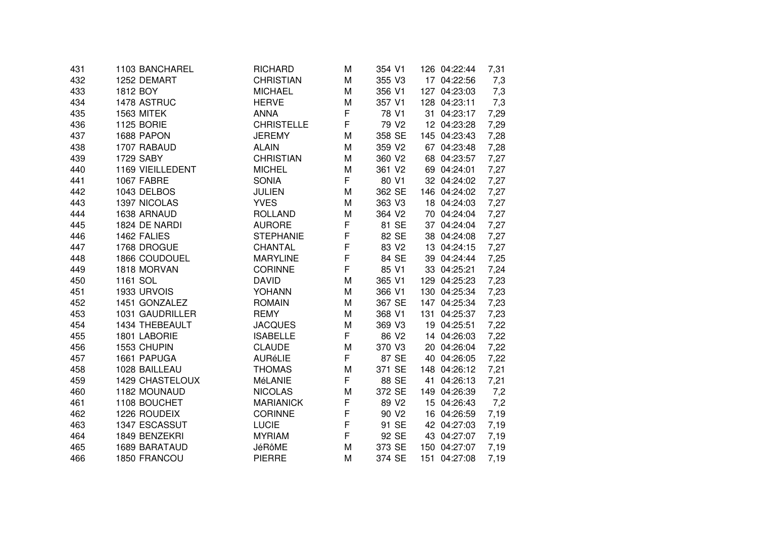| | | | | | | | | | |
|---|---|---|---|---|---|---|---|---|---|
| 431 | 1103 | BANCHAREL | RICHARD | M | 354 | V1 | 126 | 04:22:44 | 7,31 |
| 432 | 1252 | DEMART | CHRISTIAN | M | 355 | V3 | 17 | 04:22:56 | 7,3 |
| 433 | 1812 | BOY | MICHAEL | M | 356 | V1 | 127 | 04:23:03 | 7,3 |
| 434 | 1478 | ASTRUC | HERVE | M | 357 | V1 | 128 | 04:23:11 | 7,3 |
| 435 | 1563 | MITEK | ANNA | F | 78 | V1 | 31 | 04:23:17 | 7,29 |
| 436 | 1125 | BORIE | CHRISTELLE | F | 79 | V2 | 12 | 04:23:28 | 7,29 |
| 437 | 1688 | PAPON | JEREMY | M | 358 | SE | 145 | 04:23:43 | 7,28 |
| 438 | 1707 | RABAUD | ALAIN | M | 359 | V2 | 67 | 04:23:48 | 7,28 |
| 439 | 1729 | SABY | CHRISTIAN | M | 360 | V2 | 68 | 04:23:57 | 7,27 |
| 440 | 1169 | VIEILLEDENT | MICHEL | M | 361 | V2 | 69 | 04:24:01 | 7,27 |
| 441 | 1067 | FABRE | SONIA | F | 80 | V1 | 32 | 04:24:02 | 7,27 |
| 442 | 1043 | DELBOS | JULIEN | M | 362 | SE | 146 | 04:24:02 | 7,27 |
| 443 | 1397 | NICOLAS | YVES | M | 363 | V3 | 18 | 04:24:03 | 7,27 |
| 444 | 1638 | ARNAUD | ROLLAND | M | 364 | V2 | 70 | 04:24:04 | 7,27 |
| 445 | 1824 | DE NARDI | AURORE | F | 81 | SE | 37 | 04:24:04 | 7,27 |
| 446 | 1462 | FALIES | STEPHANIE | F | 82 | SE | 38 | 04:24:08 | 7,27 |
| 447 | 1768 | DROGUE | CHANTAL | F | 83 | V2 | 13 | 04:24:15 | 7,27 |
| 448 | 1866 | COUDOUEL | MARYLINE | F | 84 | SE | 39 | 04:24:44 | 7,25 |
| 449 | 1818 | MORVAN | CORINNE | F | 85 | V1 | 33 | 04:25:21 | 7,24 |
| 450 | 1161 | SOL | DAVID | M | 365 | V1 | 129 | 04:25:23 | 7,23 |
| 451 | 1933 | URVOIS | YOHANN | M | 366 | V1 | 130 | 04:25:34 | 7,23 |
| 452 | 1451 | GONZALEZ | ROMAIN | M | 367 | SE | 147 | 04:25:34 | 7,23 |
| 453 | 1031 | GAUDRILLER | REMY | M | 368 | V1 | 131 | 04:25:37 | 7,23 |
| 454 | 1434 | THEBEAULT | JACQUES | M | 369 | V3 | 19 | 04:25:51 | 7,22 |
| 455 | 1801 | LABORIE | ISABELLE | F | 86 | V2 | 14 | 04:26:03 | 7,22 |
| 456 | 1553 | CHUPIN | CLAUDE | M | 370 | V3 | 20 | 04:26:04 | 7,22 |
| 457 | 1661 | PAPUGA | AURéLIE | F | 87 | SE | 40 | 04:26:05 | 7,22 |
| 458 | 1028 | BAILLEAU | THOMAS | M | 371 | SE | 148 | 04:26:12 | 7,21 |
| 459 | 1429 | CHASTELOUX | MéLANIE | F | 88 | SE | 41 | 04:26:13 | 7,21 |
| 460 | 1182 | MOUNAUD | NICOLAS | M | 372 | SE | 149 | 04:26:39 | 7,2 |
| 461 | 1108 | BOUCHET | MARIANICK | F | 89 | V2 | 15 | 04:26:43 | 7,2 |
| 462 | 1226 | ROUDEIX | CORINNE | F | 90 | V2 | 16 | 04:26:59 | 7,19 |
| 463 | 1347 | ESCASSUT | LUCIE | F | 91 | SE | 42 | 04:27:03 | 7,19 |
| 464 | 1849 | BENZEKRI | MYRIAM | F | 92 | SE | 43 | 04:27:07 | 7,19 |
| 465 | 1689 | BARATAUD | JéRôME | M | 373 | SE | 150 | 04:27:07 | 7,19 |
| 466 | 1850 | FRANCOU | PIERRE | M | 374 | SE | 151 | 04:27:08 | 7,19 |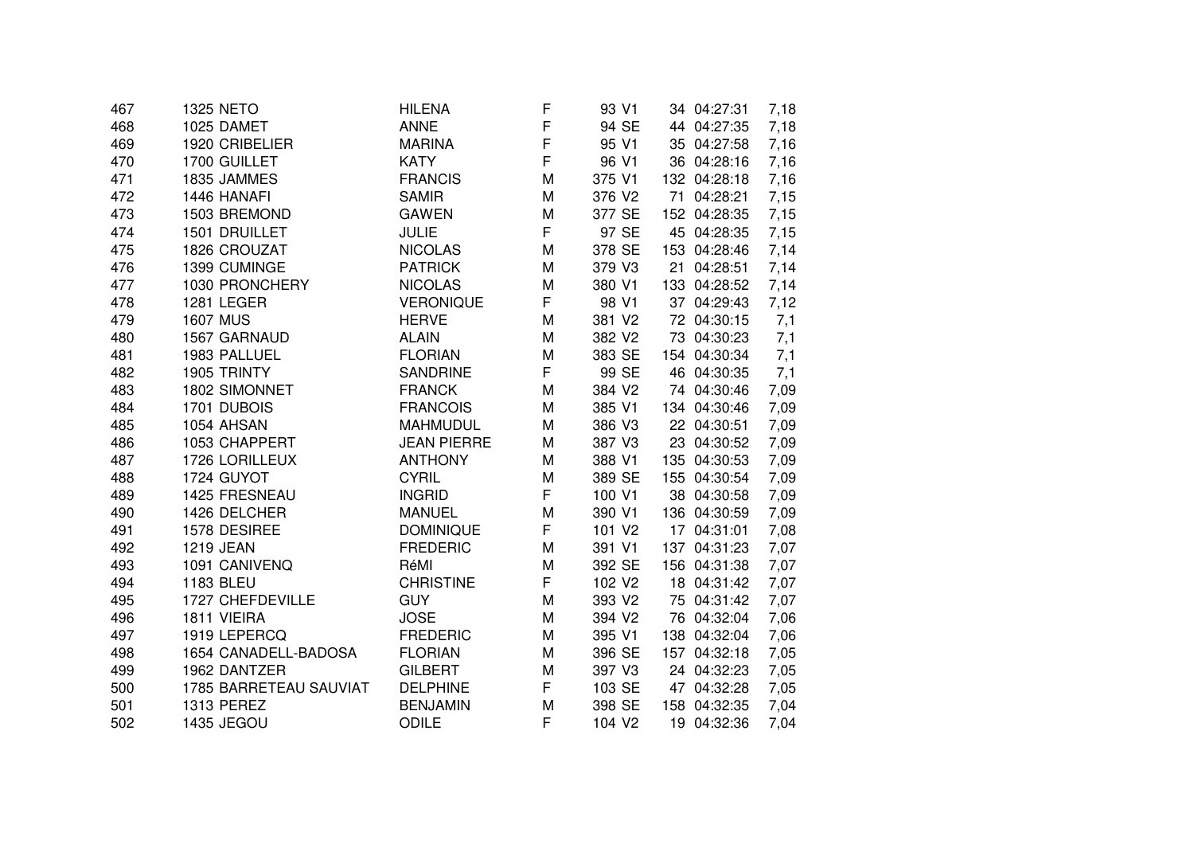| | | | | | | | | |
|---|---|---|---|---|---|---|---|---|
| 467 | 1325 | NETO | HILENA | F | 93 | V1 | 34 | 04:27:31 | 7,18 |
| 468 | 1025 | DAMET | ANNE | F | 94 | SE | 44 | 04:27:35 | 7,18 |
| 469 | 1920 | CRIBELIER | MARINA | F | 95 | V1 | 35 | 04:27:58 | 7,16 |
| 470 | 1700 | GUILLET | KATY | F | 96 | V1 | 36 | 04:28:16 | 7,16 |
| 471 | 1835 | JAMMES | FRANCIS | M | 375 | V1 | 132 | 04:28:18 | 7,16 |
| 472 | 1446 | HANAFI | SAMIR | M | 376 | V2 | 71 | 04:28:21 | 7,15 |
| 473 | 1503 | BREMOND | GAWEN | M | 377 | SE | 152 | 04:28:35 | 7,15 |
| 474 | 1501 | DRUILLET | JULIE | F | 97 | SE | 45 | 04:28:35 | 7,15 |
| 475 | 1826 | CROUZAT | NICOLAS | M | 378 | SE | 153 | 04:28:46 | 7,14 |
| 476 | 1399 | CUMINGE | PATRICK | M | 379 | V3 | 21 | 04:28:51 | 7,14 |
| 477 | 1030 | PRONCHERY | NICOLAS | M | 380 | V1 | 133 | 04:28:52 | 7,14 |
| 478 | 1281 | LEGER | VERONIQUE | F | 98 | V1 | 37 | 04:29:43 | 7,12 |
| 479 | 1607 | MUS | HERVE | M | 381 | V2 | 72 | 04:30:15 | 7,1 |
| 480 | 1567 | GARNAUD | ALAIN | M | 382 | V2 | 73 | 04:30:23 | 7,1 |
| 481 | 1983 | PALLUEL | FLORIAN | M | 383 | SE | 154 | 04:30:34 | 7,1 |
| 482 | 1905 | TRINTY | SANDRINE | F | 99 | SE | 46 | 04:30:35 | 7,1 |
| 483 | 1802 | SIMONNET | FRANCK | M | 384 | V2 | 74 | 04:30:46 | 7,09 |
| 484 | 1701 | DUBOIS | FRANCOIS | M | 385 | V1 | 134 | 04:30:46 | 7,09 |
| 485 | 1054 | AHSAN | MAHMUDUL | M | 386 | V3 | 22 | 04:30:51 | 7,09 |
| 486 | 1053 | CHAPPERT | JEAN PIERRE | M | 387 | V3 | 23 | 04:30:52 | 7,09 |
| 487 | 1726 | LORILLEUX | ANTHONY | M | 388 | V1 | 135 | 04:30:53 | 7,09 |
| 488 | 1724 | GUYOT | CYRIL | M | 389 | SE | 155 | 04:30:54 | 7,09 |
| 489 | 1425 | FRESNEAU | INGRID | F | 100 | V1 | 38 | 04:30:58 | 7,09 |
| 490 | 1426 | DELCHER | MANUEL | M | 390 | V1 | 136 | 04:30:59 | 7,09 |
| 491 | 1578 | DESIREE | DOMINIQUE | F | 101 | V2 | 17 | 04:31:01 | 7,08 |
| 492 | 1219 | JEAN | FREDERIC | M | 391 | V1 | 137 | 04:31:23 | 7,07 |
| 493 | 1091 | CANIVENQ | RéMI | M | 392 | SE | 156 | 04:31:38 | 7,07 |
| 494 | 1183 | BLEU | CHRISTINE | F | 102 | V2 | 18 | 04:31:42 | 7,07 |
| 495 | 1727 | CHEFDEVILLE | GUY | M | 393 | V2 | 75 | 04:31:42 | 7,07 |
| 496 | 1811 | VIEIRA | JOSE | M | 394 | V2 | 76 | 04:32:04 | 7,06 |
| 497 | 1919 | LEPERCQ | FREDERIC | M | 395 | V1 | 138 | 04:32:04 | 7,06 |
| 498 | 1654 | CANADELL-BADOSA | FLORIAN | M | 396 | SE | 157 | 04:32:18 | 7,05 |
| 499 | 1962 | DANTZER | GILBERT | M | 397 | V3 | 24 | 04:32:23 | 7,05 |
| 500 | 1785 | BARRETEAU SAUVIAT | DELPHINE | F | 103 | SE | 47 | 04:32:28 | 7,05 |
| 501 | 1313 | PEREZ | BENJAMIN | M | 398 | SE | 158 | 04:32:35 | 7,04 |
| 502 | 1435 | JEGOU | ODILE | F | 104 | V2 | 19 | 04:32:36 | 7,04 |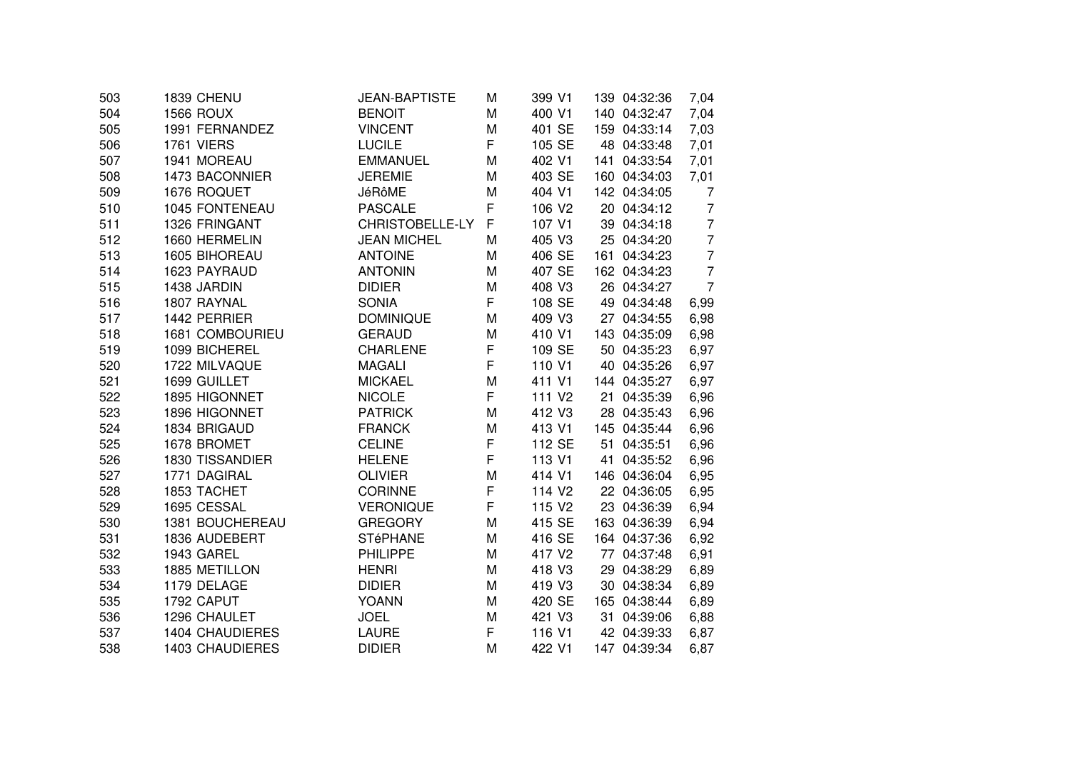| | | | | | | | | | |
|---|---|---|---|---|---|---|---|---|---|
| 503 | 1839 | CHENU | JEAN-BAPTISTE | M | 399 | V1 | 139 | 04:32:36 | 7,04 |
| 504 | 1566 | ROUX | BENOIT | M | 400 | V1 | 140 | 04:32:47 | 7,04 |
| 505 | 1991 | FERNANDEZ | VINCENT | M | 401 | SE | 159 | 04:33:14 | 7,03 |
| 506 | 1761 | VIERS | LUCILE | F | 105 | SE | 48 | 04:33:48 | 7,01 |
| 507 | 1941 | MOREAU | EMMANUEL | M | 402 | V1 | 141 | 04:33:54 | 7,01 |
| 508 | 1473 | BACONNIER | JEREMIE | M | 403 | SE | 160 | 04:34:03 | 7,01 |
| 509 | 1676 | ROQUET | JéRôME | M | 404 | V1 | 142 | 04:34:05 | 7 |
| 510 | 1045 | FONTENEAU | PASCALE | F | 106 | V2 | 20 | 04:34:12 | 7 |
| 511 | 1326 | FRINGANT | CHRISTOBELLE-LY | F | 107 | V1 | 39 | 04:34:18 | 7 |
| 512 | 1660 | HERMELIN | JEAN MICHEL | M | 405 | V3 | 25 | 04:34:20 | 7 |
| 513 | 1605 | BIHOREAU | ANTOINE | M | 406 | SE | 161 | 04:34:23 | 7 |
| 514 | 1623 | PAYRAUD | ANTONIN | M | 407 | SE | 162 | 04:34:23 | 7 |
| 515 | 1438 | JARDIN | DIDIER | M | 408 | V3 | 26 | 04:34:27 | 7 |
| 516 | 1807 | RAYNAL | SONIA | F | 108 | SE | 49 | 04:34:48 | 6,99 |
| 517 | 1442 | PERRIER | DOMINIQUE | M | 409 | V3 | 27 | 04:34:55 | 6,98 |
| 518 | 1681 | COMBOURIEU | GERAUD | M | 410 | V1 | 143 | 04:35:09 | 6,98 |
| 519 | 1099 | BICHEREL | CHARLENE | F | 109 | SE | 50 | 04:35:23 | 6,97 |
| 520 | 1722 | MILVAQUE | MAGALI | F | 110 | V1 | 40 | 04:35:26 | 6,97 |
| 521 | 1699 | GUILLET | MICKAEL | M | 411 | V1 | 144 | 04:35:27 | 6,97 |
| 522 | 1895 | HIGONNET | NICOLE | F | 111 | V2 | 21 | 04:35:39 | 6,96 |
| 523 | 1896 | HIGONNET | PATRICK | M | 412 | V3 | 28 | 04:35:43 | 6,96 |
| 524 | 1834 | BRIGAUD | FRANCK | M | 413 | V1 | 145 | 04:35:44 | 6,96 |
| 525 | 1678 | BROMET | CELINE | F | 112 | SE | 51 | 04:35:51 | 6,96 |
| 526 | 1830 | TISSANDIER | HELENE | F | 113 | V1 | 41 | 04:35:52 | 6,96 |
| 527 | 1771 | DAGIRAL | OLIVIER | M | 414 | V1 | 146 | 04:36:04 | 6,95 |
| 528 | 1853 | TACHET | CORINNE | F | 114 | V2 | 22 | 04:36:05 | 6,95 |
| 529 | 1695 | CESSAL | VERONIQUE | F | 115 | V2 | 23 | 04:36:39 | 6,94 |
| 530 | 1381 | BOUCHEREAU | GREGORY | M | 415 | SE | 163 | 04:36:39 | 6,94 |
| 531 | 1836 | AUDEBERT | STéPHANE | M | 416 | SE | 164 | 04:37:36 | 6,92 |
| 532 | 1943 | GAREL | PHILIPPE | M | 417 | V2 | 77 | 04:37:48 | 6,91 |
| 533 | 1885 | METILLON | HENRI | M | 418 | V3 | 29 | 04:38:29 | 6,89 |
| 534 | 1179 | DELAGE | DIDIER | M | 419 | V3 | 30 | 04:38:34 | 6,89 |
| 535 | 1792 | CAPUT | YOANN | M | 420 | SE | 165 | 04:38:44 | 6,89 |
| 536 | 1296 | CHAULET | JOEL | M | 421 | V3 | 31 | 04:39:06 | 6,88 |
| 537 | 1404 | CHAUDIERES | LAURE | F | 116 | V1 | 42 | 04:39:33 | 6,87 |
| 538 | 1403 | CHAUDIERES | DIDIER | M | 422 | V1 | 147 | 04:39:34 | 6,87 |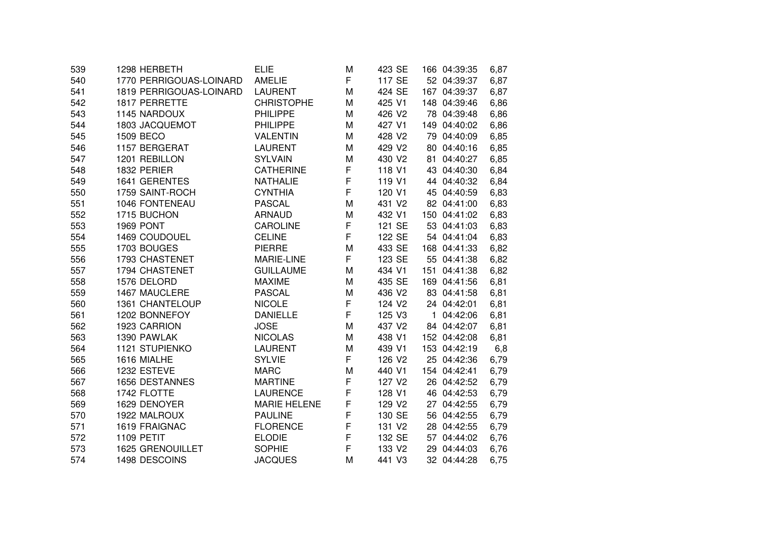| | | | | | | | | | |
|---|---|---|---|---|---|---|---|---|---|
| 539 | 1298 | HERBETH | ELIE | M | 423 | SE | 166 | 04:39:35 | 6,87 |
| 540 | 1770 | PERRIGOUAS-LOINARD | AMELIE | F | 117 | SE | 52 | 04:39:37 | 6,87 |
| 541 | 1819 | PERRIGOUAS-LOINARD | LAURENT | M | 424 | SE | 167 | 04:39:37 | 6,87 |
| 542 | 1817 | PERRETTE | CHRISTOPHE | M | 425 | V1 | 148 | 04:39:46 | 6,86 |
| 543 | 1145 | NARDOUX | PHILIPPE | M | 426 | V2 | 78 | 04:39:48 | 6,86 |
| 544 | 1803 | JACQUEMOT | PHILIPPE | M | 427 | V1 | 149 | 04:40:02 | 6,86 |
| 545 | 1509 | BECO | VALENTIN | M | 428 | V2 | 79 | 04:40:09 | 6,85 |
| 546 | 1157 | BERGERAT | LAURENT | M | 429 | V2 | 80 | 04:40:16 | 6,85 |
| 547 | 1201 | REBILLON | SYLVAIN | M | 430 | V2 | 81 | 04:40:27 | 6,85 |
| 548 | 1832 | PERIER | CATHERINE | F | 118 | V1 | 43 | 04:40:30 | 6,84 |
| 549 | 1641 | GERENTES | NATHALIE | F | 119 | V1 | 44 | 04:40:32 | 6,84 |
| 550 | 1759 | SAINT-ROCH | CYNTHIA | F | 120 | V1 | 45 | 04:40:59 | 6,83 |
| 551 | 1046 | FONTENEAU | PASCAL | M | 431 | V2 | 82 | 04:41:00 | 6,83 |
| 552 | 1715 | BUCHON | ARNAUD | M | 432 | V1 | 150 | 04:41:02 | 6,83 |
| 553 | 1969 | PONT | CAROLINE | F | 121 | SE | 53 | 04:41:03 | 6,83 |
| 554 | 1469 | COUDOUEL | CELINE | F | 122 | SE | 54 | 04:41:04 | 6,83 |
| 555 | 1703 | BOUGES | PIERRE | M | 433 | SE | 168 | 04:41:33 | 6,82 |
| 556 | 1793 | CHASTENET | MARIE-LINE | F | 123 | SE | 55 | 04:41:38 | 6,82 |
| 557 | 1794 | CHASTENET | GUILLAUME | M | 434 | V1 | 151 | 04:41:38 | 6,82 |
| 558 | 1576 | DELORD | MAXIME | M | 435 | SE | 169 | 04:41:56 | 6,81 |
| 559 | 1467 | MAUCLERE | PASCAL | M | 436 | V2 | 83 | 04:41:58 | 6,81 |
| 560 | 1361 | CHANTELOUP | NICOLE | F | 124 | V2 | 24 | 04:42:01 | 6,81 |
| 561 | 1202 | BONNEFOY | DANIELLE | F | 125 | V3 | 1 | 04:42:06 | 6,81 |
| 562 | 1923 | CARRION | JOSE | M | 437 | V2 | 84 | 04:42:07 | 6,81 |
| 563 | 1390 | PAWLAK | NICOLAS | M | 438 | V1 | 152 | 04:42:08 | 6,81 |
| 564 | 1121 | STUPIENKO | LAURENT | M | 439 | V1 | 153 | 04:42:19 | 6,8 |
| 565 | 1616 | MIALHE | SYLVIE | F | 126 | V2 | 25 | 04:42:36 | 6,79 |
| 566 | 1232 | ESTEVE | MARC | M | 440 | V1 | 154 | 04:42:41 | 6,79 |
| 567 | 1656 | DESTANNES | MARTINE | F | 127 | V2 | 26 | 04:42:52 | 6,79 |
| 568 | 1742 | FLOTTE | LAURENCE | F | 128 | V1 | 46 | 04:42:53 | 6,79 |
| 569 | 1629 | DENOYER | MARIE HELENE | F | 129 | V2 | 27 | 04:42:55 | 6,79 |
| 570 | 1922 | MALROUX | PAULINE | F | 130 | SE | 56 | 04:42:55 | 6,79 |
| 571 | 1619 | FRAIGNAC | FLORENCE | F | 131 | V2 | 28 | 04:42:55 | 6,79 |
| 572 | 1109 | PETIT | ELODIE | F | 132 | SE | 57 | 04:44:02 | 6,76 |
| 573 | 1625 | GRENOUILLET | SOPHIE | F | 133 | V2 | 29 | 04:44:03 | 6,76 |
| 574 | 1498 | DESCOINS | JACQUES | M | 441 | V3 | 32 | 04:44:28 | 6,75 |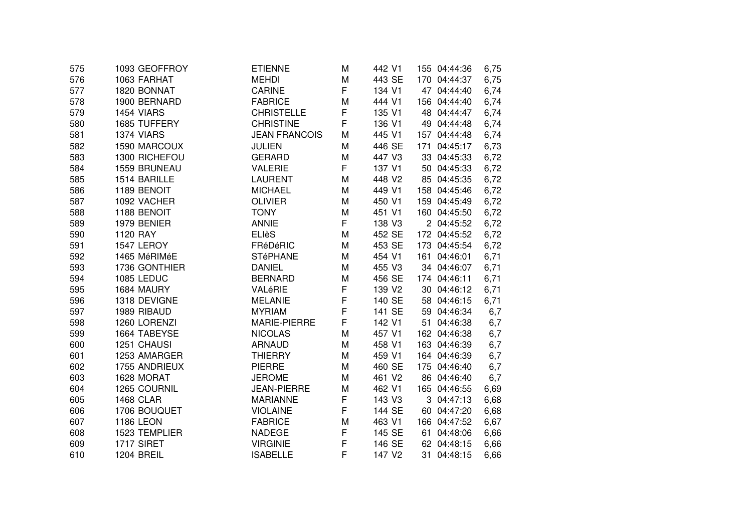| | | | | | | | | | |
|---|---|---|---|---|---|---|---|---|---|
| 575 | 1093 | GEOFFROY | ETIENNE | M | 442 | V1 | 155 | 04:44:36 | 6,75 |
| 576 | 1063 | FARHAT | MEHDI | M | 443 | SE | 170 | 04:44:37 | 6,75 |
| 577 | 1820 | BONNAT | CARINE | F | 134 | V1 | 47 | 04:44:40 | 6,74 |
| 578 | 1900 | BERNARD | FABRICE | M | 444 | V1 | 156 | 04:44:40 | 6,74 |
| 579 | 1454 | VIARS | CHRISTELLE | F | 135 | V1 | 48 | 04:44:47 | 6,74 |
| 580 | 1685 | TUFFERY | CHRISTINE | F | 136 | V1 | 49 | 04:44:48 | 6,74 |
| 581 | 1374 | VIARS | JEAN FRANCOIS | M | 445 | V1 | 157 | 04:44:48 | 6,74 |
| 582 | 1590 | MARCOUX | JULIEN | M | 446 | SE | 171 | 04:45:17 | 6,73 |
| 583 | 1300 | RICHEFOU | GERARD | M | 447 | V3 | 33 | 04:45:33 | 6,72 |
| 584 | 1559 | BRUNEAU | VALERIE | F | 137 | V1 | 50 | 04:45:33 | 6,72 |
| 585 | 1514 | BARILLE | LAURENT | M | 448 | V2 | 85 | 04:45:35 | 6,72 |
| 586 | 1189 | BENOIT | MICHAEL | M | 449 | V1 | 158 | 04:45:46 | 6,72 |
| 587 | 1092 | VACHER | OLIVIER | M | 450 | V1 | 159 | 04:45:49 | 6,72 |
| 588 | 1188 | BENOIT | TONY | M | 451 | V1 | 160 | 04:45:50 | 6,72 |
| 589 | 1979 | BENIER | ANNIE | F | 138 | V3 | 2 | 04:45:52 | 6,72 |
| 590 | 1120 | RAY | ELIèS | M | 452 | SE | 172 | 04:45:52 | 6,72 |
| 591 | 1547 | LEROY | FRéDéRIC | M | 453 | SE | 173 | 04:45:54 | 6,72 |
| 592 | 1465 | MéRIMéE | STéPHANE | M | 454 | V1 | 161 | 04:46:01 | 6,71 |
| 593 | 1736 | GONTHIER | DANIEL | M | 455 | V3 | 34 | 04:46:07 | 6,71 |
| 594 | 1085 | LEDUC | BERNARD | M | 456 | SE | 174 | 04:46:11 | 6,71 |
| 595 | 1684 | MAURY | VALéRIE | F | 139 | V2 | 30 | 04:46:12 | 6,71 |
| 596 | 1318 | DEVIGNE | MELANIE | F | 140 | SE | 58 | 04:46:15 | 6,71 |
| 597 | 1989 | RIBAUD | MYRIAM | F | 141 | SE | 59 | 04:46:34 | 6,7 |
| 598 | 1260 | LORENZI | MARIE-PIERRE | F | 142 | V1 | 51 | 04:46:38 | 6,7 |
| 599 | 1664 | TABEYSE | NICOLAS | M | 457 | V1 | 162 | 04:46:38 | 6,7 |
| 600 | 1251 | CHAUSI | ARNAUD | M | 458 | V1 | 163 | 04:46:39 | 6,7 |
| 601 | 1253 | AMARGER | THIERRY | M | 459 | V1 | 164 | 04:46:39 | 6,7 |
| 602 | 1755 | ANDRIEUX | PIERRE | M | 460 | SE | 175 | 04:46:40 | 6,7 |
| 603 | 1628 | MORAT | JEROME | M | 461 | V2 | 86 | 04:46:40 | 6,7 |
| 604 | 1265 | COURNIL | JEAN-PIERRE | M | 462 | V1 | 165 | 04:46:55 | 6,69 |
| 605 | 1468 | CLAR | MARIANNE | F | 143 | V3 | 3 | 04:47:13 | 6,68 |
| 606 | 1706 | BOUQUET | VIOLAINE | F | 144 | SE | 60 | 04:47:20 | 6,68 |
| 607 | 1186 | LEON | FABRICE | M | 463 | V1 | 166 | 04:47:52 | 6,67 |
| 608 | 1523 | TEMPLIER | NADEGE | F | 145 | SE | 61 | 04:48:06 | 6,66 |
| 609 | 1717 | SIRET | VIRGINIE | F | 146 | SE | 62 | 04:48:15 | 6,66 |
| 610 | 1204 | BREIL | ISABELLE | F | 147 | V2 | 31 | 04:48:15 | 6,66 |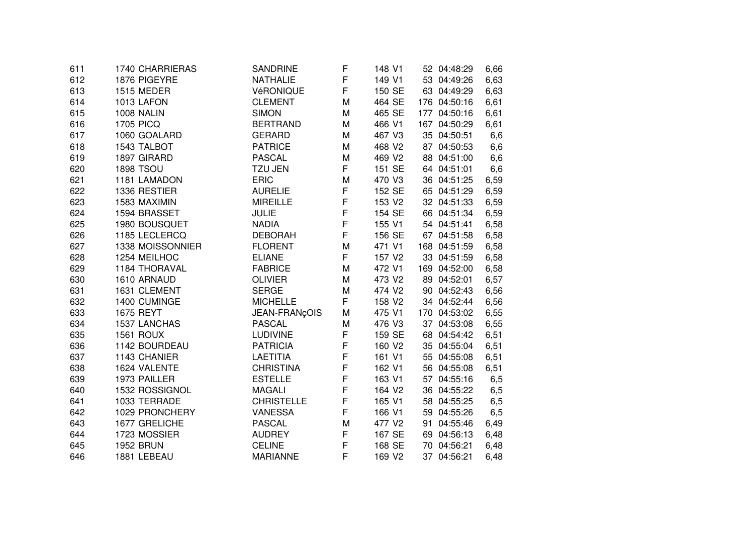| | | | | | | | | | |
|---|---|---|---|---|---|---|---|---|---|
| 611 | 1740 | CHARRIERAS | SANDRINE | F | 148 | V1 | 52 | 04:48:29 | 6,66 |
| 612 | 1876 | PIGEYRE | NATHALIE | F | 149 | V1 | 53 | 04:49:26 | 6,63 |
| 613 | 1515 | MEDER | VéRONIQUE | F | 150 | SE | 63 | 04:49:29 | 6,63 |
| 614 | 1013 | LAFON | CLEMENT | M | 464 | SE | 176 | 04:50:16 | 6,61 |
| 615 | 1008 | NALIN | SIMON | M | 465 | SE | 177 | 04:50:16 | 6,61 |
| 616 | 1705 | PICQ | BERTRAND | M | 466 | V1 | 167 | 04:50:29 | 6,61 |
| 617 | 1060 | GOALARD | GERARD | M | 467 | V3 | 35 | 04:50:51 | 6,6 |
| 618 | 1543 | TALBOT | PATRICE | M | 468 | V2 | 87 | 04:50:53 | 6,6 |
| 619 | 1897 | GIRARD | PASCAL | M | 469 | V2 | 88 | 04:51:00 | 6,6 |
| 620 | 1898 | TSOU | TZU JEN | F | 151 | SE | 64 | 04:51:01 | 6,6 |
| 621 | 1181 | LAMADON | ERIC | M | 470 | V3 | 36 | 04:51:25 | 6,59 |
| 622 | 1336 | RESTIER | AURELIE | F | 152 | SE | 65 | 04:51:29 | 6,59 |
| 623 | 1583 | MAXIMIN | MIREILLE | F | 153 | V2 | 32 | 04:51:33 | 6,59 |
| 624 | 1594 | BRASSET | JULIE | F | 154 | SE | 66 | 04:51:34 | 6,59 |
| 625 | 1980 | BOUSQUET | NADIA | F | 155 | V1 | 54 | 04:51:41 | 6,58 |
| 626 | 1185 | LECLERCQ | DEBORAH | F | 156 | SE | 67 | 04:51:58 | 6,58 |
| 627 | 1338 | MOISSONNIER | FLORENT | M | 471 | V1 | 168 | 04:51:59 | 6,58 |
| 628 | 1254 | MEILHOC | ELIANE | F | 157 | V2 | 33 | 04:51:59 | 6,58 |
| 629 | 1184 | THORAVAL | FABRICE | M | 472 | V1 | 169 | 04:52:00 | 6,58 |
| 630 | 1610 | ARNAUD | OLIVIER | M | 473 | V2 | 89 | 04:52:01 | 6,57 |
| 631 | 1631 | CLEMENT | SERGE | M | 474 | V2 | 90 | 04:52:43 | 6,56 |
| 632 | 1400 | CUMINGE | MICHELLE | F | 158 | V2 | 34 | 04:52:44 | 6,56 |
| 633 | 1675 | REYT | JEAN-FRANçOIS | M | 475 | V1 | 170 | 04:53:02 | 6,55 |
| 634 | 1537 | LANCHAS | PASCAL | M | 476 | V3 | 37 | 04:53:08 | 6,55 |
| 635 | 1561 | ROUX | LUDIVINE | F | 159 | SE | 68 | 04:54:42 | 6,51 |
| 636 | 1142 | BOURDEAU | PATRICIA | F | 160 | V2 | 35 | 04:55:04 | 6,51 |
| 637 | 1143 | CHANIER | LAETITIA | F | 161 | V1 | 55 | 04:55:08 | 6,51 |
| 638 | 1624 | VALENTE | CHRISTINA | F | 162 | V1 | 56 | 04:55:08 | 6,51 |
| 639 | 1973 | PAILLER | ESTELLE | F | 163 | V1 | 57 | 04:55:16 | 6,5 |
| 640 | 1532 | ROSSIGNOL | MAGALI | F | 164 | V2 | 36 | 04:55:22 | 6,5 |
| 641 | 1033 | TERRADE | CHRISTELLE | F | 165 | V1 | 58 | 04:55:25 | 6,5 |
| 642 | 1029 | PRONCHERY | VANESSA | F | 166 | V1 | 59 | 04:55:26 | 6,5 |
| 643 | 1677 | GRELICHE | PASCAL | M | 477 | V2 | 91 | 04:55:46 | 6,49 |
| 644 | 1723 | MOSSIER | AUDREY | F | 167 | SE | 69 | 04:56:13 | 6,48 |
| 645 | 1952 | BRUN | CELINE | F | 168 | SE | 70 | 04:56:21 | 6,48 |
| 646 | 1881 | LEBEAU | MARIANNE | F | 169 | V2 | 37 | 04:56:21 | 6,48 |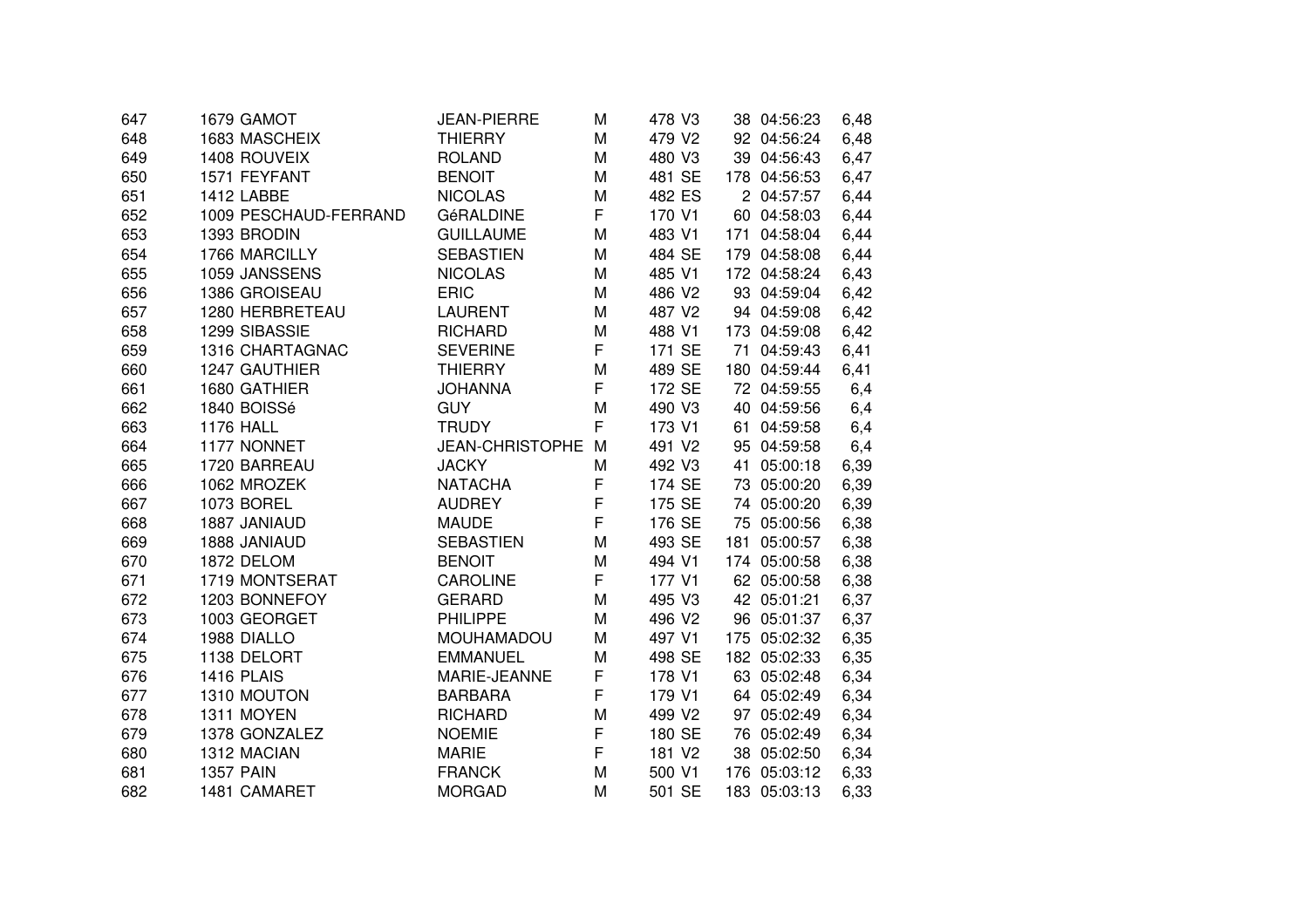| | | | | | | | | | |
|---|---|---|---|---|---|---|---|---|---|
| 647 | 1679 | GAMOT | JEAN-PIERRE | M | 478 | V3 | 38 | 04:56:23 | 6,48 |
| 648 | 1683 | MASCHEIX | THIERRY | M | 479 | V2 | 92 | 04:56:24 | 6,48 |
| 649 | 1408 | ROUVEIX | ROLAND | M | 480 | V3 | 39 | 04:56:43 | 6,47 |
| 650 | 1571 | FEYFANT | BENOIT | M | 481 | SE | 178 | 04:56:53 | 6,47 |
| 651 | 1412 | LABBE | NICOLAS | M | 482 | ES | 2 | 04:57:57 | 6,44 |
| 652 | 1009 | PESCHAUD-FERRAND | GéRALDINE | F | 170 | V1 | 60 | 04:58:03 | 6,44 |
| 653 | 1393 | BRODIN | GUILLAUME | M | 483 | V1 | 171 | 04:58:04 | 6,44 |
| 654 | 1766 | MARCILLY | SEBASTIEN | M | 484 | SE | 179 | 04:58:08 | 6,44 |
| 655 | 1059 | JANSSENS | NICOLAS | M | 485 | V1 | 172 | 04:58:24 | 6,43 |
| 656 | 1386 | GROISEAU | ERIC | M | 486 | V2 | 93 | 04:59:04 | 6,42 |
| 657 | 1280 | HERBRETEAU | LAURENT | M | 487 | V2 | 94 | 04:59:08 | 6,42 |
| 658 | 1299 | SIBASSIE | RICHARD | M | 488 | V1 | 173 | 04:59:08 | 6,42 |
| 659 | 1316 | CHARTAGNAC | SEVERINE | F | 171 | SE | 71 | 04:59:43 | 6,41 |
| 660 | 1247 | GAUTHIER | THIERRY | M | 489 | SE | 180 | 04:59:44 | 6,41 |
| 661 | 1680 | GATHIER | JOHANNA | F | 172 | SE | 72 | 04:59:55 | 6,4 |
| 662 | 1840 | BOISSé | GUY | M | 490 | V3 | 40 | 04:59:56 | 6,4 |
| 663 | 1176 | HALL | TRUDY | F | 173 | V1 | 61 | 04:59:58 | 6,4 |
| 664 | 1177 | NONNET | JEAN-CHRISTOPHE | M | 491 | V2 | 95 | 04:59:58 | 6,4 |
| 665 | 1720 | BARREAU | JACKY | M | 492 | V3 | 41 | 05:00:18 | 6,39 |
| 666 | 1062 | MROZEK | NATACHA | F | 174 | SE | 73 | 05:00:20 | 6,39 |
| 667 | 1073 | BOREL | AUDREY | F | 175 | SE | 74 | 05:00:20 | 6,39 |
| 668 | 1887 | JANIAUD | MAUDE | F | 176 | SE | 75 | 05:00:56 | 6,38 |
| 669 | 1888 | JANIAUD | SEBASTIEN | M | 493 | SE | 181 | 05:00:57 | 6,38 |
| 670 | 1872 | DELOM | BENOIT | M | 494 | V1 | 174 | 05:00:58 | 6,38 |
| 671 | 1719 | MONTSERAT | CAROLINE | F | 177 | V1 | 62 | 05:00:58 | 6,38 |
| 672 | 1203 | BONNEFOY | GERARD | M | 495 | V3 | 42 | 05:01:21 | 6,37 |
| 673 | 1003 | GEORGET | PHILIPPE | M | 496 | V2 | 96 | 05:01:37 | 6,37 |
| 674 | 1988 | DIALLO | MOUHAMADOU | M | 497 | V1 | 175 | 05:02:32 | 6,35 |
| 675 | 1138 | DELORT | EMMANUEL | M | 498 | SE | 182 | 05:02:33 | 6,35 |
| 676 | 1416 | PLAIS | MARIE-JEANNE | F | 178 | V1 | 63 | 05:02:48 | 6,34 |
| 677 | 1310 | MOUTON | BARBARA | F | 179 | V1 | 64 | 05:02:49 | 6,34 |
| 678 | 1311 | MOYEN | RICHARD | M | 499 | V2 | 97 | 05:02:49 | 6,34 |
| 679 | 1378 | GONZALEZ | NOEMIE | F | 180 | SE | 76 | 05:02:49 | 6,34 |
| 680 | 1312 | MACIAN | MARIE | F | 181 | V2 | 38 | 05:02:50 | 6,34 |
| 681 | 1357 | PAIN | FRANCK | M | 500 | V1 | 176 | 05:03:12 | 6,33 |
| 682 | 1481 | CAMARET | MORGAD | M | 501 | SE | 183 | 05:03:13 | 6,33 |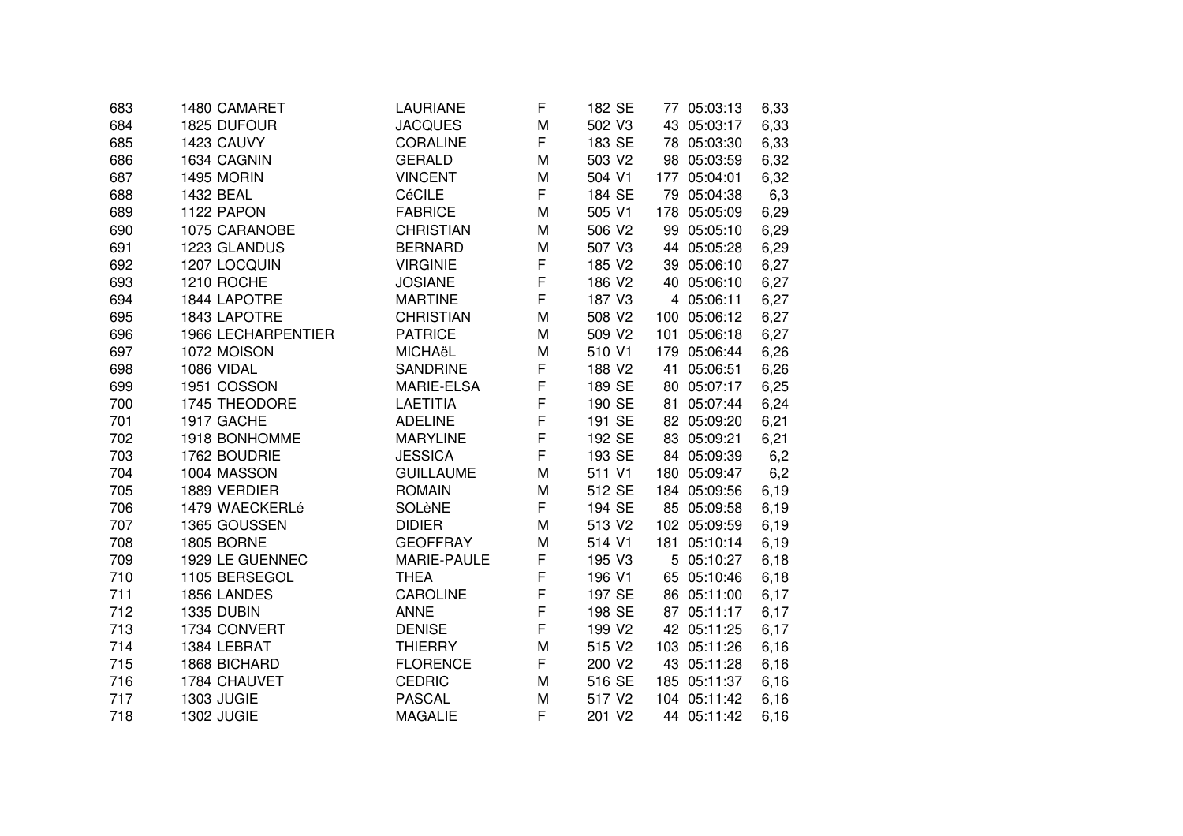| | | | | | | | | | |
|---|---|---|---|---|---|---|---|---|---|
| 683 | 1480 | CAMARET | LAURIANE | F | 182 | SE | 77 | 05:03:13 | 6,33 |
| 684 | 1825 | DUFOUR | JACQUES | M | 502 | V3 | 43 | 05:03:17 | 6,33 |
| 685 | 1423 | CAUVY | CORALINE | F | 183 | SE | 78 | 05:03:30 | 6,33 |
| 686 | 1634 | CAGNIN | GERALD | M | 503 | V2 | 98 | 05:03:59 | 6,32 |
| 687 | 1495 | MORIN | VINCENT | M | 504 | V1 | 177 | 05:04:01 | 6,32 |
| 688 | 1432 | BEAL | CéCILE | F | 184 | SE | 79 | 05:04:38 | 6,3 |
| 689 | 1122 | PAPON | FABRICE | M | 505 | V1 | 178 | 05:05:09 | 6,29 |
| 690 | 1075 | CARANOBE | CHRISTIAN | M | 506 | V2 | 99 | 05:05:10 | 6,29 |
| 691 | 1223 | GLANDUS | BERNARD | M | 507 | V3 | 44 | 05:05:28 | 6,29 |
| 692 | 1207 | LOCQUIN | VIRGINIE | F | 185 | V2 | 39 | 05:06:10 | 6,27 |
| 693 | 1210 | ROCHE | JOSIANE | F | 186 | V2 | 40 | 05:06:10 | 6,27 |
| 694 | 1844 | LAPOTRE | MARTINE | F | 187 | V3 | 4 | 05:06:11 | 6,27 |
| 695 | 1843 | LAPOTRE | CHRISTIAN | M | 508 | V2 | 100 | 05:06:12 | 6,27 |
| 696 | 1966 | LECHARPENTIER | PATRICE | M | 509 | V2 | 101 | 05:06:18 | 6,27 |
| 697 | 1072 | MOISON | MICHAëL | M | 510 | V1 | 179 | 05:06:44 | 6,26 |
| 698 | 1086 | VIDAL | SANDRINE | F | 188 | V2 | 41 | 05:06:51 | 6,26 |
| 699 | 1951 | COSSON | MARIE-ELSA | F | 189 | SE | 80 | 05:07:17 | 6,25 |
| 700 | 1745 | THEODORE | LAETITIA | F | 190 | SE | 81 | 05:07:44 | 6,24 |
| 701 | 1917 | GACHE | ADELINE | F | 191 | SE | 82 | 05:09:20 | 6,21 |
| 702 | 1918 | BONHOMME | MARYLINE | F | 192 | SE | 83 | 05:09:21 | 6,21 |
| 703 | 1762 | BOUDRIE | JESSICA | F | 193 | SE | 84 | 05:09:39 | 6,2 |
| 704 | 1004 | MASSON | GUILLAUME | M | 511 | V1 | 180 | 05:09:47 | 6,2 |
| 705 | 1889 | VERDIER | ROMAIN | M | 512 | SE | 184 | 05:09:56 | 6,19 |
| 706 | 1479 | WAECKERLé | SOLèNE | F | 194 | SE | 85 | 05:09:58 | 6,19 |
| 707 | 1365 | GOUSSEN | DIDIER | M | 513 | V2 | 102 | 05:09:59 | 6,19 |
| 708 | 1805 | BORNE | GEOFFRAY | M | 514 | V1 | 181 | 05:10:14 | 6,19 |
| 709 | 1929 | LE GUENNEC | MARIE-PAULE | F | 195 | V3 | 5 | 05:10:27 | 6,18 |
| 710 | 1105 | BERSEGOL | THEA | F | 196 | V1 | 65 | 05:10:46 | 6,18 |
| 711 | 1856 | LANDES | CAROLINE | F | 197 | SE | 86 | 05:11:00 | 6,17 |
| 712 | 1335 | DUBIN | ANNE | F | 198 | SE | 87 | 05:11:17 | 6,17 |
| 713 | 1734 | CONVERT | DENISE | F | 199 | V2 | 42 | 05:11:25 | 6,17 |
| 714 | 1384 | LEBRAT | THIERRY | M | 515 | V2 | 103 | 05:11:26 | 6,16 |
| 715 | 1868 | BICHARD | FLORENCE | F | 200 | V2 | 43 | 05:11:28 | 6,16 |
| 716 | 1784 | CHAUVET | CEDRIC | M | 516 | SE | 185 | 05:11:37 | 6,16 |
| 717 | 1303 | JUGIE | PASCAL | M | 517 | V2 | 104 | 05:11:42 | 6,16 |
| 718 | 1302 | JUGIE | MAGALIE | F | 201 | V2 | 44 | 05:11:42 | 6,16 |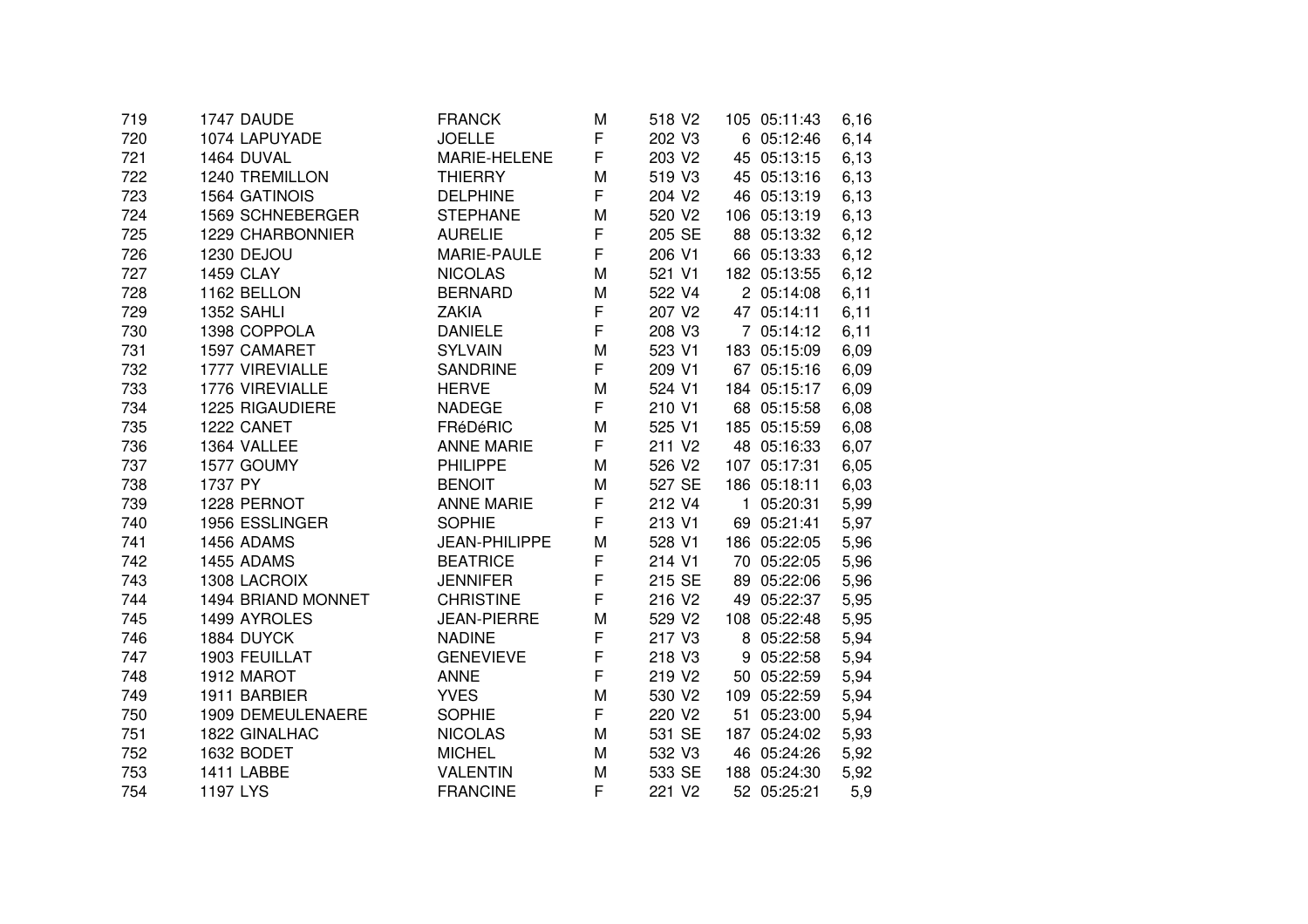| | | | | | | | | | |
|---|---|---|---|---|---|---|---|---|---|
| 719 | 1747 | DAUDE | FRANCK | M | 518 | V2 | 105 | 05:11:43 | 6,16 |
| 720 | 1074 | LAPUYADE | JOELLE | F | 202 | V3 | 6 | 05:12:46 | 6,14 |
| 721 | 1464 | DUVAL | MARIE-HELENE | F | 203 | V2 | 45 | 05:13:15 | 6,13 |
| 722 | 1240 | TREMILLON | THIERRY | M | 519 | V3 | 45 | 05:13:16 | 6,13 |
| 723 | 1564 | GATINOIS | DELPHINE | F | 204 | V2 | 46 | 05:13:19 | 6,13 |
| 724 | 1569 | SCHNEBERGER | STEPHANE | M | 520 | V2 | 106 | 05:13:19 | 6,13 |
| 725 | 1229 | CHARBONNIER | AURELIE | F | 205 | SE | 88 | 05:13:32 | 6,12 |
| 726 | 1230 | DEJOU | MARIE-PAULE | F | 206 | V1 | 66 | 05:13:33 | 6,12 |
| 727 | 1459 | CLAY | NICOLAS | M | 521 | V1 | 182 | 05:13:55 | 6,12 |
| 728 | 1162 | BELLON | BERNARD | M | 522 | V4 | 2 | 05:14:08 | 6,11 |
| 729 | 1352 | SAHLI | ZAKIA | F | 207 | V2 | 47 | 05:14:11 | 6,11 |
| 730 | 1398 | COPPOLA | DANIELE | F | 208 | V3 | 7 | 05:14:12 | 6,11 |
| 731 | 1597 | CAMARET | SYLVAIN | M | 523 | V1 | 183 | 05:15:09 | 6,09 |
| 732 | 1777 | VIREVIALLE | SANDRINE | F | 209 | V1 | 67 | 05:15:16 | 6,09 |
| 733 | 1776 | VIREVIALLE | HERVE | M | 524 | V1 | 184 | 05:15:17 | 6,09 |
| 734 | 1225 | RIGAUDIERE | NADEGE | F | 210 | V1 | 68 | 05:15:58 | 6,08 |
| 735 | 1222 | CANET | FRéDéRIC | M | 525 | V1 | 185 | 05:15:59 | 6,08 |
| 736 | 1364 | VALLEE | ANNE MARIE | F | 211 | V2 | 48 | 05:16:33 | 6,07 |
| 737 | 1577 | GOUMY | PHILIPPE | M | 526 | V2 | 107 | 05:17:31 | 6,05 |
| 738 | 1737 | PY | BENOIT | M | 527 | SE | 186 | 05:18:11 | 6,03 |
| 739 | 1228 | PERNOT | ANNE MARIE | F | 212 | V4 | 1 | 05:20:31 | 5,99 |
| 740 | 1956 | ESSLINGER | SOPHIE | F | 213 | V1 | 69 | 05:21:41 | 5,97 |
| 741 | 1456 | ADAMS | JEAN-PHILIPPE | M | 528 | V1 | 186 | 05:22:05 | 5,96 |
| 742 | 1455 | ADAMS | BEATRICE | F | 214 | V1 | 70 | 05:22:05 | 5,96 |
| 743 | 1308 | LACROIX | JENNIFER | F | 215 | SE | 89 | 05:22:06 | 5,96 |
| 744 | 1494 | BRIAND MONNET | CHRISTINE | F | 216 | V2 | 49 | 05:22:37 | 5,95 |
| 745 | 1499 | AYROLES | JEAN-PIERRE | M | 529 | V2 | 108 | 05:22:48 | 5,95 |
| 746 | 1884 | DUYCK | NADINE | F | 217 | V3 | 8 | 05:22:58 | 5,94 |
| 747 | 1903 | FEUILLAT | GENEVIEVE | F | 218 | V3 | 9 | 05:22:58 | 5,94 |
| 748 | 1912 | MAROT | ANNE | F | 219 | V2 | 50 | 05:22:59 | 5,94 |
| 749 | 1911 | BARBIER | YVES | M | 530 | V2 | 109 | 05:22:59 | 5,94 |
| 750 | 1909 | DEMEULENAERE | SOPHIE | F | 220 | V2 | 51 | 05:23:00 | 5,94 |
| 751 | 1822 | GINALHAC | NICOLAS | M | 531 | SE | 187 | 05:24:02 | 5,93 |
| 752 | 1632 | BODET | MICHEL | M | 532 | V3 | 46 | 05:24:26 | 5,92 |
| 753 | 1411 | LABBE | VALENTIN | M | 533 | SE | 188 | 05:24:30 | 5,92 |
| 754 | 1197 | LYS | FRANCINE | F | 221 | V2 | 52 | 05:25:21 | 5,9 |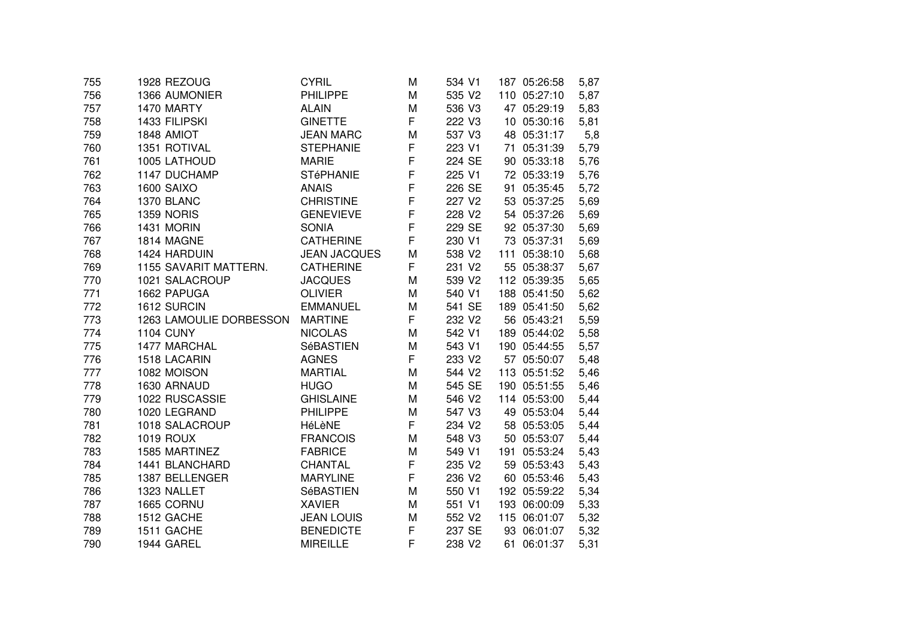| | | | | | | | | | |
|---|---|---|---|---|---|---|---|---|---|
| 755 | 1928 | REZOUG | CYRIL | M | 534 | V1 | 187 | 05:26:58 | 5,87 |
| 756 | 1366 | AUMONIER | PHILIPPE | M | 535 | V2 | 110 | 05:27:10 | 5,87 |
| 757 | 1470 | MARTY | ALAIN | M | 536 | V3 | 47 | 05:29:19 | 5,83 |
| 758 | 1433 | FILIPSKI | GINETTE | F | 222 | V3 | 10 | 05:30:16 | 5,81 |
| 759 | 1848 | AMIOT | JEAN MARC | M | 537 | V3 | 48 | 05:31:17 | 5,8 |
| 760 | 1351 | ROTIVAL | STEPHANIE | F | 223 | V1 | 71 | 05:31:39 | 5,79 |
| 761 | 1005 | LATHOUD | MARIE | F | 224 | SE | 90 | 05:33:18 | 5,76 |
| 762 | 1147 | DUCHAMP | STéPHANIE | F | 225 | V1 | 72 | 05:33:19 | 5,76 |
| 763 | 1600 | SAIXO | ANAIS | F | 226 | SE | 91 | 05:35:45 | 5,72 |
| 764 | 1370 | BLANC | CHRISTINE | F | 227 | V2 | 53 | 05:37:25 | 5,69 |
| 765 | 1359 | NORIS | GENEVIEVE | F | 228 | V2 | 54 | 05:37:26 | 5,69 |
| 766 | 1431 | MORIN | SONIA | F | 229 | SE | 92 | 05:37:30 | 5,69 |
| 767 | 1814 | MAGNE | CATHERINE | F | 230 | V1 | 73 | 05:37:31 | 5,69 |
| 768 | 1424 | HARDUIN | JEAN JACQUES | M | 538 | V2 | 111 | 05:38:10 | 5,68 |
| 769 | 1155 | SAVARIT MATTERN. | CATHERINE | F | 231 | V2 | 55 | 05:38:37 | 5,67 |
| 770 | 1021 | SALACROUP | JACQUES | M | 539 | V2 | 112 | 05:39:35 | 5,65 |
| 771 | 1662 | PAPUGA | OLIVIER | M | 540 | V1 | 188 | 05:41:50 | 5,62 |
| 772 | 1612 | SURCIN | EMMANUEL | M | 541 | SE | 189 | 05:41:50 | 5,62 |
| 773 | 1263 | LAMOULIE DORBESSON | MARTINE | F | 232 | V2 | 56 | 05:43:21 | 5,59 |
| 774 | 1104 | CUNY | NICOLAS | M | 542 | V1 | 189 | 05:44:02 | 5,58 |
| 775 | 1477 | MARCHAL | SéBASTIEN | M | 543 | V1 | 190 | 05:44:55 | 5,57 |
| 776 | 1518 | LACARIN | AGNES | F | 233 | V2 | 57 | 05:50:07 | 5,48 |
| 777 | 1082 | MOISON | MARTIAL | M | 544 | V2 | 113 | 05:51:52 | 5,46 |
| 778 | 1630 | ARNAUD | HUGO | M | 545 | SE | 190 | 05:51:55 | 5,46 |
| 779 | 1022 | RUSCASSIE | GHISLAINE | M | 546 | V2 | 114 | 05:53:00 | 5,44 |
| 780 | 1020 | LEGRAND | PHILIPPE | M | 547 | V3 | 49 | 05:53:04 | 5,44 |
| 781 | 1018 | SALACROUP | HéLèNE | F | 234 | V2 | 58 | 05:53:05 | 5,44 |
| 782 | 1019 | ROUX | FRANCOIS | M | 548 | V3 | 50 | 05:53:07 | 5,44 |
| 783 | 1585 | MARTINEZ | FABRICE | M | 549 | V1 | 191 | 05:53:24 | 5,43 |
| 784 | 1441 | BLANCHARD | CHANTAL | F | 235 | V2 | 59 | 05:53:43 | 5,43 |
| 785 | 1387 | BELLENGER | MARYLINE | F | 236 | V2 | 60 | 05:53:46 | 5,43 |
| 786 | 1323 | NALLET | SéBASTIEN | M | 550 | V1 | 192 | 05:59:22 | 5,34 |
| 787 | 1665 | CORNU | XAVIER | M | 551 | V1 | 193 | 06:00:09 | 5,33 |
| 788 | 1512 | GACHE | JEAN LOUIS | M | 552 | V2 | 115 | 06:01:07 | 5,32 |
| 789 | 1511 | GACHE | BENEDICTE | F | 237 | SE | 93 | 06:01:07 | 5,32 |
| 790 | 1944 | GAREL | MIREILLE | F | 238 | V2 | 61 | 06:01:37 | 5,31 |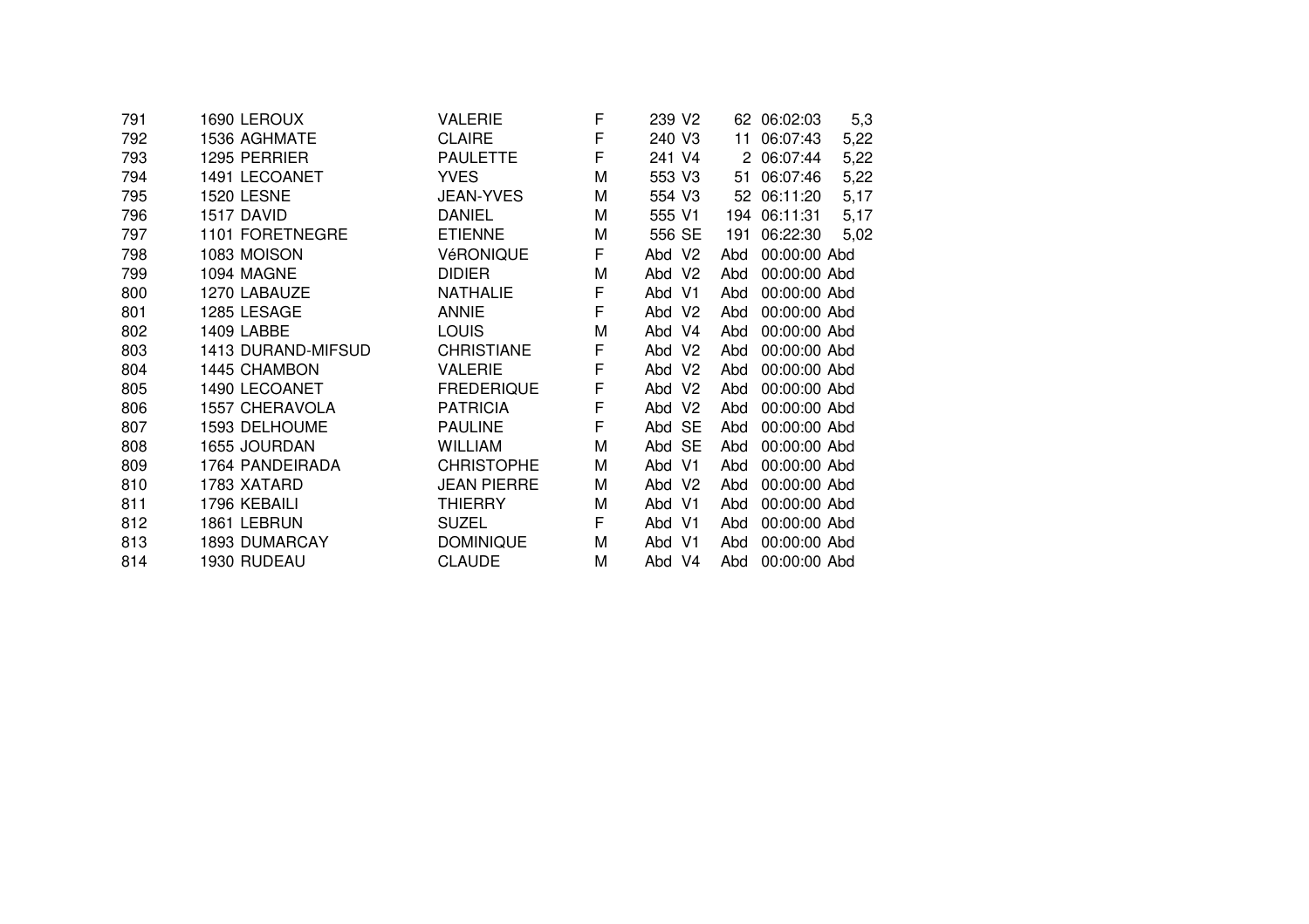| | | | | | | | | | |
|---|---|---|---|---|---|---|---|---|---|
| 791 | 1690 | LEROUX | VALERIE | F | 239 | V2 | 62 | 06:02:03 | 5,3 |
| 792 | 1536 | AGHMATE | CLAIRE | F | 240 | V3 | 11 | 06:07:43 | 5,22 |
| 793 | 1295 | PERRIER | PAULETTE | F | 241 | V4 | 2 | 06:07:44 | 5,22 |
| 794 | 1491 | LECOANET | YVES | M | 553 | V3 | 51 | 06:07:46 | 5,22 |
| 795 | 1520 | LESNE | JEAN-YVES | M | 554 | V3 | 52 | 06:11:20 | 5,17 |
| 796 | 1517 | DAVID | DANIEL | M | 555 | V1 | 194 | 06:11:31 | 5,17 |
| 797 | 1101 | FORETNEGRE | ETIENNE | M | 556 | SE | 191 | 06:22:30 | 5,02 |
| 798 | 1083 | MOISON | VéRONIQUE | F | Abd | V2 | Abd | 00:00:00 | Abd |
| 799 | 1094 | MAGNE | DIDIER | M | Abd | V2 | Abd | 00:00:00 | Abd |
| 800 | 1270 | LABAUZE | NATHALIE | F | Abd | V1 | Abd | 00:00:00 | Abd |
| 801 | 1285 | LESAGE | ANNIE | F | Abd | V2 | Abd | 00:00:00 | Abd |
| 802 | 1409 | LABBE | LOUIS | M | Abd | V4 | Abd | 00:00:00 | Abd |
| 803 | 1413 | DURAND-MIFSUD | CHRISTIANE | F | Abd | V2 | Abd | 00:00:00 | Abd |
| 804 | 1445 | CHAMBON | VALERIE | F | Abd | V2 | Abd | 00:00:00 | Abd |
| 805 | 1490 | LECOANET | FREDERIQUE | F | Abd | V2 | Abd | 00:00:00 | Abd |
| 806 | 1557 | CHERAVOLA | PATRICIA | F | Abd | V2 | Abd | 00:00:00 | Abd |
| 807 | 1593 | DELHOUME | PAULINE | F | Abd | SE | Abd | 00:00:00 | Abd |
| 808 | 1655 | JOURDAN | WILLIAM | M | Abd | SE | Abd | 00:00:00 | Abd |
| 809 | 1764 | PANDEIRADA | CHRISTOPHE | M | Abd | V1 | Abd | 00:00:00 | Abd |
| 810 | 1783 | XATARD | JEAN PIERRE | M | Abd | V2 | Abd | 00:00:00 | Abd |
| 811 | 1796 | KEBAILI | THIERRY | M | Abd | V1 | Abd | 00:00:00 | Abd |
| 812 | 1861 | LEBRUN | SUZEL | F | Abd | V1 | Abd | 00:00:00 | Abd |
| 813 | 1893 | DUMARCAY | DOMINIQUE | M | Abd | V1 | Abd | 00:00:00 | Abd |
| 814 | 1930 | RUDEAU | CLAUDE | M | Abd | V4 | Abd | 00:00:00 | Abd |